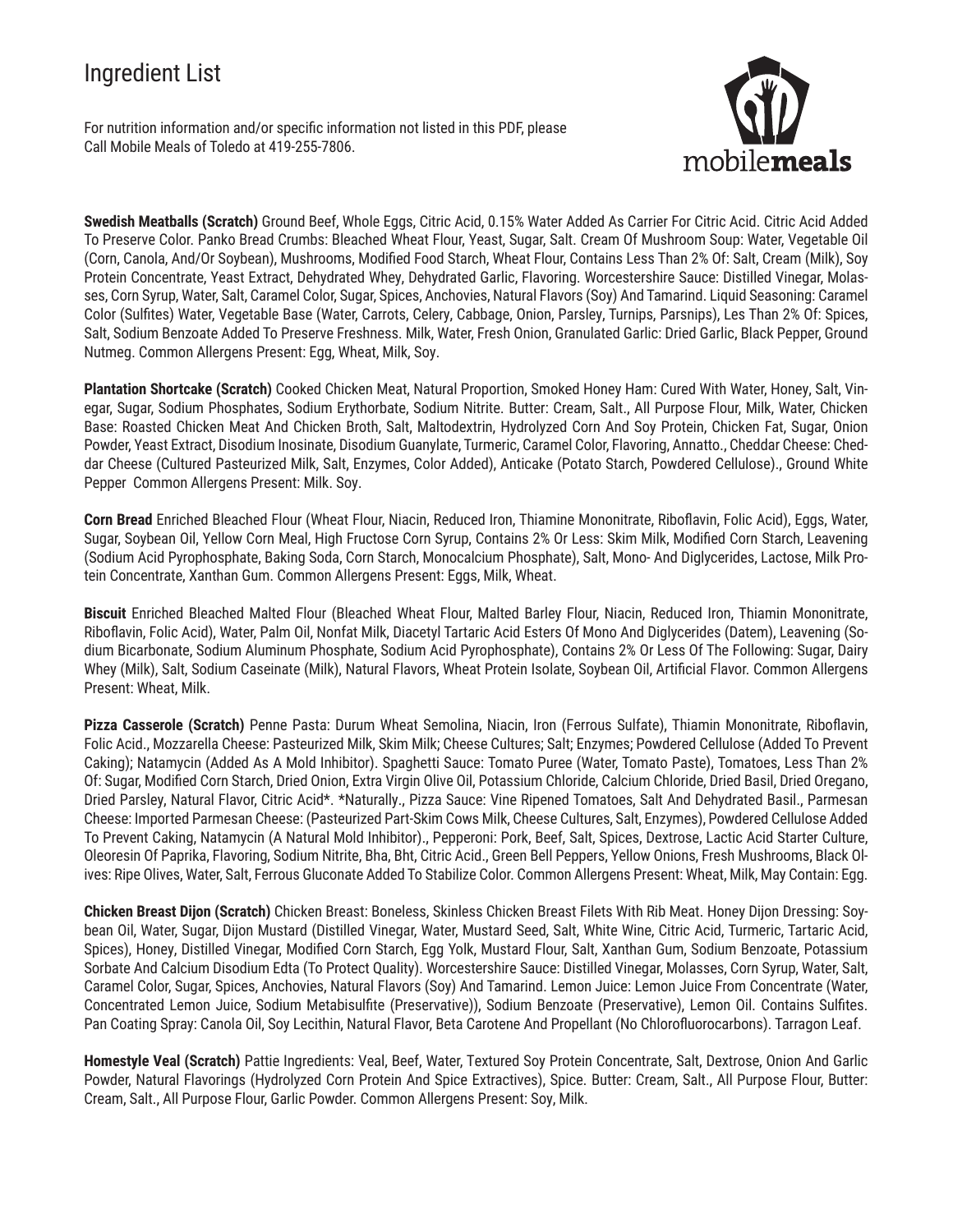# Ingredient List

For nutrition information and/or specific information not listed in this PDF, please Call Mobile Meals of Toledo at 419-255-7806.

**Swedish Meatballs (Scratch)** Ground Beef, Whole Eggs, Citric Acid, 0.15% Water Added As Carrier For Citric Acid. Citric Acid Added To Preserve Color. Panko Bread Crumbs: Bleached Wheat Flour, Yeast, Sugar, Salt. Cream Of Mushroom Soup: Water, Vegetable Oil (Corn, Canola, And/Or Soybean), Mushrooms, Modified Food Starch, Wheat Flour, Contains Less Than 2% Of: Salt, Cream (Milk), Soy Protein Concentrate, Yeast Extract, Dehydrated Whey, Dehydrated Garlic, Flavoring. Worcestershire Sauce: Distilled Vinegar, Molasses, Corn Syrup, Water, Salt, Caramel Color, Sugar, Spices, Anchovies, Natural Flavors (Soy) And Tamarind. Liquid Seasoning: Caramel Color (Sulfites) Water, Vegetable Base (Water, Carrots, Celery, Cabbage, Onion, Parsley, Turnips, Parsnips), Les Than 2% Of: Spices, Salt, Sodium Benzoate Added To Preserve Freshness. Milk, Water, Fresh Onion, Granulated Garlic: Dried Garlic, Black Pepper, Ground Nutmeg. Common Allergens Present: Egg, Wheat, Milk, Soy.

**Plantation Shortcake (Scratch)** Cooked Chicken Meat, Natural Proportion, Smoked Honey Ham: Cured With Water, Honey, Salt, Vinegar, Sugar, Sodium Phosphates, Sodium Erythorbate, Sodium Nitrite. Butter: Cream, Salt., All Purpose Flour, Milk, Water, Chicken Base: Roasted Chicken Meat And Chicken Broth, Salt, Maltodextrin, Hydrolyzed Corn And Soy Protein, Chicken Fat, Sugar, Onion Powder, Yeast Extract, Disodium Inosinate, Disodium Guanylate, Turmeric, Caramel Color, Flavoring, Annatto., Cheddar Cheese: Cheddar Cheese (Cultured Pasteurized Milk, Salt, Enzymes, Color Added), Anticake (Potato Starch, Powdered Cellulose)., Ground White Pepper Common Allergens Present: Milk. Soy.

**Corn Bread** Enriched Bleached Flour (Wheat Flour, Niacin, Reduced Iron, Thiamine Mononitrate, Riboflavin, Folic Acid), Eggs, Water, Sugar, Soybean Oil, Yellow Corn Meal, High Fructose Corn Syrup, Contains 2% Or Less: Skim Milk, Modified Corn Starch, Leavening (Sodium Acid Pyrophosphate, Baking Soda, Corn Starch, Monocalcium Phosphate), Salt, Mono- And Diglycerides, Lactose, Milk Protein Concentrate, Xanthan Gum. Common Allergens Present: Eggs, Milk, Wheat.

**Biscuit** Enriched Bleached Malted Flour (Bleached Wheat Flour, Malted Barley Flour, Niacin, Reduced Iron, Thiamin Mononitrate, Riboflavin, Folic Acid), Water, Palm Oil, Nonfat Milk, Diacetyl Tartaric Acid Esters Of Mono And Diglycerides (Datem), Leavening (Sodium Bicarbonate, Sodium Aluminum Phosphate, Sodium Acid Pyrophosphate), Contains 2% Or Less Of The Following: Sugar, Dairy Whey (Milk), Salt, Sodium Caseinate (Milk), Natural Flavors, Wheat Protein Isolate, Soybean Oil, Artificial Flavor. Common Allergens Present: Wheat, Milk.

**Pizza Casserole (Scratch)** Penne Pasta: Durum Wheat Semolina, Niacin, Iron (Ferrous Sulfate), Thiamin Mononitrate, Riboflavin, Folic Acid., Mozzarella Cheese: Pasteurized Milk, Skim Milk; Cheese Cultures; Salt; Enzymes; Powdered Cellulose (Added To Prevent Caking); Natamycin (Added As A Mold Inhibitor). Spaghetti Sauce: Tomato Puree (Water, Tomato Paste), Tomatoes, Less Than 2% Of: Sugar, Modified Corn Starch, Dried Onion, Extra Virgin Olive Oil, Potassium Chloride, Calcium Chloride, Dried Basil, Dried Oregano, Dried Parsley, Natural Flavor, Citric Acid*. *Naturally., Pizza Sauce: Vine Ripened Tomatoes, Salt And Dehydrated Basil., Parmesan Cheese: Imported Parmesan Cheese: (Pasteurized Part-Skim Cows Milk, Cheese Cultures, Salt, Enzymes), Powdered Cellulose Added To Prevent Caking, Natamycin (A Natural Mold Inhibitor)., Pepperoni: Pork, Beef, Salt, Spices, Dextrose, Lactic Acid Starter Culture, Oleoresin Of Paprika, Flavoring, Sodium Nitrite, Bha, Bht, Citric Acid., Green Bell Peppers, Yellow Onions, Fresh Mushrooms, Black Olives: Ripe Olives, Water, Salt, Ferrous Gluconate Added To Stabilize Color. Common Allergens Present: Wheat, Milk, May Contain: Egg.

**Chicken Breast Dijon (Scratch)** Chicken Breast: Boneless, Skinless Chicken Breast Filets With Rib Meat. Honey Dijon Dressing: Soybean Oil, Water, Sugar, Dijon Mustard (Distilled Vinegar, Water, Mustard Seed, Salt, White Wine, Citric Acid, Turmeric, Tartaric Acid, Spices), Honey, Distilled Vinegar, Modified Corn Starch, Egg Yolk, Mustard Flour, Salt, Xanthan Gum, Sodium Benzoate, Potassium Sorbate And Calcium Disodium Edta (To Protect Quality). Worcestershire Sauce: Distilled Vinegar, Molasses, Corn Syrup, Water, Salt, Caramel Color, Sugar, Spices, Anchovies, Natural Flavors (Soy) And Tamarind. Lemon Juice: Lemon Juice From Concentrate (Water, Concentrated Lemon Juice, Sodium Metabisulfite (Preservative)), Sodium Benzoate (Preservative), Lemon Oil. Contains Sulfites. Pan Coating Spray: Canola Oil, Soy Lecithin, Natural Flavor, Beta Carotene And Propellant (No Chlorofluorocarbons). Tarragon Leaf.

**Homestyle Veal (Scratch)** Pattie Ingredients: Veal, Beef, Water, Textured Soy Protein Concentrate, Salt, Dextrose, Onion And Garlic Powder, Natural Flavorings (Hydrolyzed Corn Protein And Spice Extractives), Spice. Butter: Cream, Salt., All Purpose Flour, Butter: Cream, Salt., All Purpose Flour, Garlic Powder. Common Allergens Present: Soy, Milk.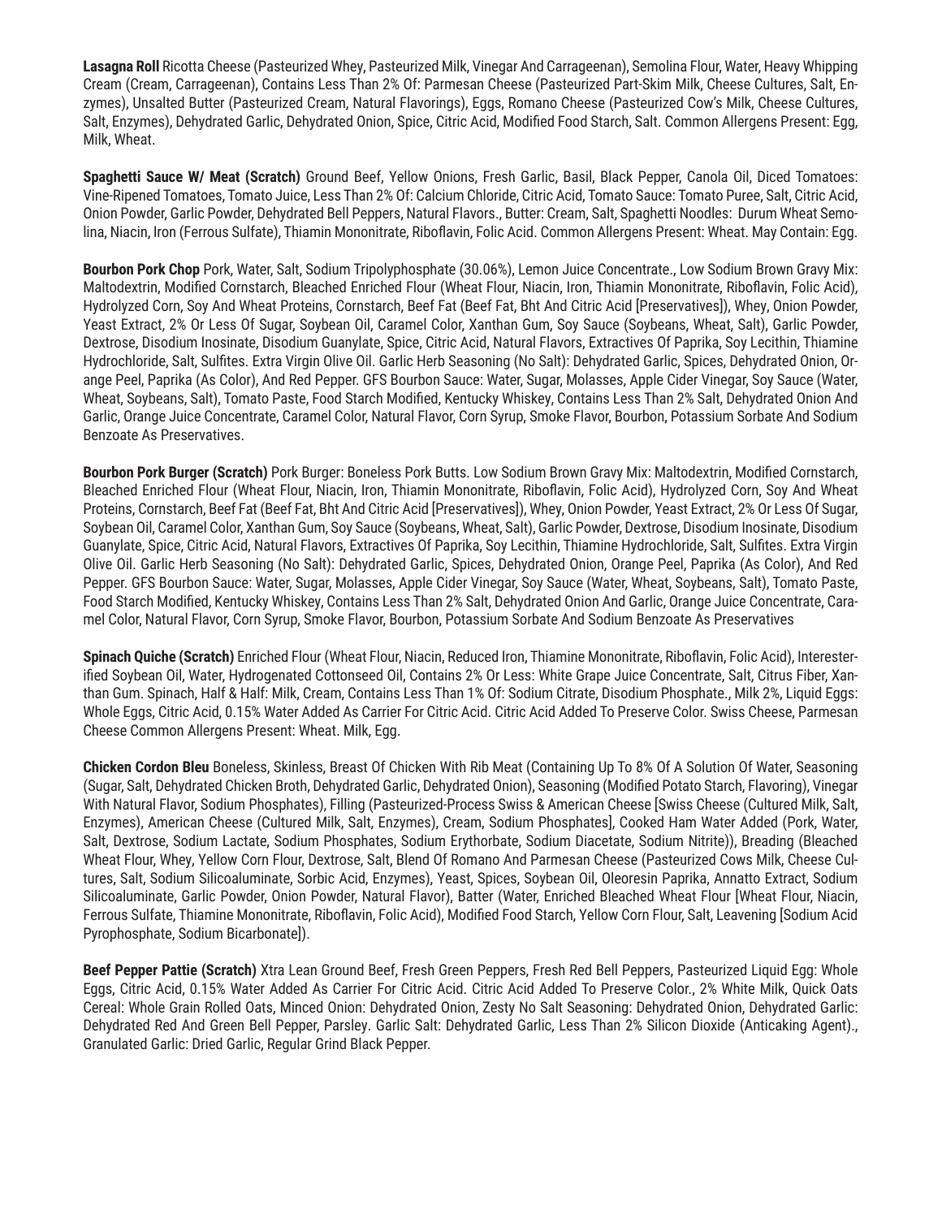**Lasagna Roll** Ricotta Cheese (Pasteurized Whey, Pasteurized Milk, Vinegar And Carrageenan), Semolina Flour, Water, Heavy Whipping Cream (Cream, Carrageenan), Contains Less Than 2% Of: Parmesan Cheese (Pasteurized Part-Skim Milk, Cheese Cultures, Salt, Enzymes), Unsalted Butter (Pasteurized Cream, Natural Flavorings), Eggs, Romano Cheese (Pasteurized Cow's Milk, Cheese Cultures, Salt, Enzymes), Dehydrated Garlic, Dehydrated Onion, Spice, Citric Acid, Modified Food Starch, Salt. Common Allergens Present: Egg, Milk, Wheat.

**Spaghetti Sauce W/ Meat (Scratch)** Ground Beef, Yellow Onions, Fresh Garlic, Basil, Black Pepper, Canola Oil, Diced Tomatoes: Vine-Ripened Tomatoes, Tomato Juice, Less Than 2% Of: Calcium Chloride, Citric Acid, Tomato Sauce: Tomato Puree, Salt, Citric Acid, Onion Powder, Garlic Powder, Dehydrated Bell Peppers, Natural Flavors., Butter: Cream, Salt, Spaghetti Noodles: Durum Wheat Semolina, Niacin, Iron (Ferrous Sulfate), Thiamin Mononitrate, Riboflavin, Folic Acid. Common Allergens Present: Wheat. May Contain: Egg.

**Bourbon Pork Chop** Pork, Water, Salt, Sodium Tripolyphosphate (30.06%), Lemon Juice Concentrate., Low Sodium Brown Gravy Mix: Maltodextrin, Modified Cornstarch, Bleached Enriched Flour (Wheat Flour, Niacin, Iron, Thiamin Mononitrate, Riboflavin, Folic Acid), Hydrolyzed Corn, Soy And Wheat Proteins, Cornstarch, Beef Fat (Beef Fat, Bht And Citric Acid [Preservatives]), Whey, Onion Powder, Yeast Extract, 2% Or Less Of Sugar, Soybean Oil, Caramel Color, Xanthan Gum, Soy Sauce (Soybeans, Wheat, Salt), Garlic Powder, Dextrose, Disodium Inosinate, Disodium Guanylate, Spice, Citric Acid, Natural Flavors, Extractives Of Paprika, Soy Lecithin, Thiamine Hydrochloride, Salt, Sulfites. Extra Virgin Olive Oil. Garlic Herb Seasoning (No Salt): Dehydrated Garlic, Spices, Dehydrated Onion, Orange Peel, Paprika (As Color), And Red Pepper. GFS Bourbon Sauce: Water, Sugar, Molasses, Apple Cider Vinegar, Soy Sauce (Water, Wheat, Soybeans, Salt), Tomato Paste, Food Starch Modified, Kentucky Whiskey, Contains Less Than 2% Salt, Dehydrated Onion And Garlic, Orange Juice Concentrate, Caramel Color, Natural Flavor, Corn Syrup, Smoke Flavor, Bourbon, Potassium Sorbate And Sodium Benzoate As Preservatives.

**Bourbon Pork Burger (Scratch)** Pork Burger: Boneless Pork Butts. Low Sodium Brown Gravy Mix: Maltodextrin, Modified Cornstarch, Bleached Enriched Flour (Wheat Flour, Niacin, Iron, Thiamin Mononitrate, Riboflavin, Folic Acid), Hydrolyzed Corn, Soy And Wheat Proteins, Cornstarch, Beef Fat (Beef Fat, Bht And Citric Acid [Preservatives]), Whey, Onion Powder, Yeast Extract, 2% Or Less Of Sugar, Soybean Oil, Caramel Color, Xanthan Gum, Soy Sauce (Soybeans, Wheat, Salt), Garlic Powder, Dextrose, Disodium Inosinate, Disodium Guanylate, Spice, Citric Acid, Natural Flavors, Extractives Of Paprika, Soy Lecithin, Thiamine Hydrochloride, Salt, Sulfites. Extra Virgin Olive Oil. Garlic Herb Seasoning (No Salt): Dehydrated Garlic, Spices, Dehydrated Onion, Orange Peel, Paprika (As Color), And Red Pepper. GFS Bourbon Sauce: Water, Sugar, Molasses, Apple Cider Vinegar, Soy Sauce (Water, Wheat, Soybeans, Salt), Tomato Paste, Food Starch Modified, Kentucky Whiskey, Contains Less Than 2% Salt, Dehydrated Onion And Garlic, Orange Juice Concentrate, Caramel Color, Natural Flavor, Corn Syrup, Smoke Flavor, Bourbon, Potassium Sorbate And Sodium Benzoate As Preservatives

**Spinach Quiche (Scratch)** Enriched Flour (Wheat Flour, Niacin, Reduced Iron, Thiamine Mononitrate, Riboflavin, Folic Acid), Interesterified Soybean Oil, Water, Hydrogenated Cottonseed Oil, Contains 2% Or Less: White Grape Juice Concentrate, Salt, Citrus Fiber, Xanthan Gum. Spinach, Half & Half: Milk, Cream, Contains Less Than 1% Of: Sodium Citrate, Disodium Phosphate., Milk 2%, Liquid Eggs: Whole Eggs, Citric Acid, 0.15% Water Added As Carrier For Citric Acid. Citric Acid Added To Preserve Color. Swiss Cheese, Parmesan Cheese Common Allergens Present: Wheat. Milk, Egg.

**Chicken Cordon Bleu** Boneless, Skinless, Breast Of Chicken With Rib Meat (Containing Up To 8% Of A Solution Of Water, Seasoning (Sugar, Salt, Dehydrated Chicken Broth, Dehydrated Garlic, Dehydrated Onion), Seasoning (Modified Potato Starch, Flavoring), Vinegar With Natural Flavor, Sodium Phosphates), Filling (Pasteurized-Process Swiss & American Cheese [Swiss Cheese (Cultured Milk, Salt, Enzymes), American Cheese (Cultured Milk, Salt, Enzymes), Cream, Sodium Phosphates], Cooked Ham Water Added (Pork, Water, Salt, Dextrose, Sodium Lactate, Sodium Phosphates, Sodium Erythorbate, Sodium Diacetate, Sodium Nitrite)), Breading (Bleached Wheat Flour, Whey, Yellow Corn Flour, Dextrose, Salt, Blend Of Romano And Parmesan Cheese (Pasteurized Cows Milk, Cheese Cultures, Salt, Sodium Silicoaluminate, Sorbic Acid, Enzymes), Yeast, Spices, Soybean Oil, Oleoresin Paprika, Annatto Extract, Sodium Silicoaluminate, Garlic Powder, Onion Powder, Natural Flavor), Batter (Water, Enriched Bleached Wheat Flour [Wheat Flour, Niacin, Ferrous Sulfate, Thiamine Mononitrate, Riboflavin, Folic Acid), Modified Food Starch, Yellow Corn Flour, Salt, Leavening [Sodium Acid Pyrophosphate, Sodium Bicarbonate]).

**Beef Pepper Pattie (Scratch)** Xtra Lean Ground Beef, Fresh Green Peppers, Fresh Red Bell Peppers, Pasteurized Liquid Egg: Whole Eggs, Citric Acid, 0.15% Water Added As Carrier For Citric Acid. Citric Acid Added To Preserve Color., 2% White Milk, Quick Oats Cereal: Whole Grain Rolled Oats, Minced Onion: Dehydrated Onion, Zesty No Salt Seasoning: Dehydrated Onion, Dehydrated Garlic: Dehydrated Red And Green Bell Pepper, Parsley. Garlic Salt: Dehydrated Garlic, Less Than 2% Silicon Dioxide (Anticaking Agent)., Granulated Garlic: Dried Garlic, Regular Grind Black Pepper.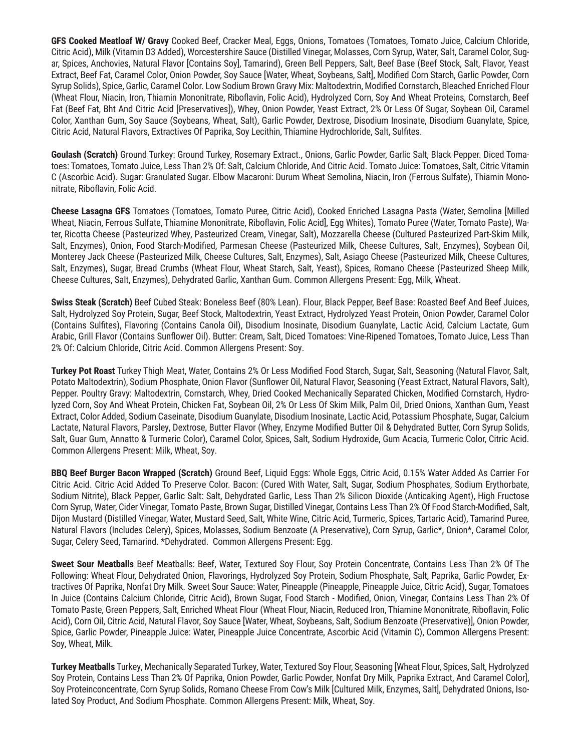**GFS Cooked Meatloaf W/ Gravy** Cooked Beef, Cracker Meal, Eggs, Onions, Tomatoes (Tomatoes, Tomato Juice, Calcium Chloride, Citric Acid), Milk (Vitamin D3 Added), Worcestershire Sauce (Distilled Vinegar, Molasses, Corn Syrup, Water, Salt, Caramel Color, Sugar, Spices, Anchovies, Natural Flavor [Contains Soy], Tamarind), Green Bell Peppers, Salt, Beef Base (Beef Stock, Salt, Flavor, Yeast Extract, Beef Fat, Caramel Color, Onion Powder, Soy Sauce [Water, Wheat, Soybeans, Salt], Modified Corn Starch, Garlic Powder, Corn Syrup Solids), Spice, Garlic, Caramel Color. Low Sodium Brown Gravy Mix: Maltodextrin, Modified Cornstarch, Bleached Enriched Flour (Wheat Flour, Niacin, Iron, Thiamin Mononitrate, Riboflavin, Folic Acid), Hydrolyzed Corn, Soy And Wheat Proteins, Cornstarch, Beef Fat (Beef Fat, Bht And Citric Acid [Preservatives]), Whey, Onion Powder, Yeast Extract, 2% Or Less Of Sugar, Soybean Oil, Caramel Color, Xanthan Gum, Soy Sauce (Soybeans, Wheat, Salt), Garlic Powder, Dextrose, Disodium Inosinate, Disodium Guanylate, Spice, Citric Acid, Natural Flavors, Extractives Of Paprika, Soy Lecithin, Thiamine Hydrochloride, Salt, Sulfites.

**Goulash (Scratch)** Ground Turkey: Ground Turkey, Rosemary Extract., Onions, Garlic Powder, Garlic Salt, Black Pepper. Diced Tomatoes: Tomatoes, Tomato Juice, Less Than 2% Of: Salt, Calcium Chloride, And Citric Acid. Tomato Juice: Tomatoes, Salt, Citric Vitamin C (Ascorbic Acid). Sugar: Granulated Sugar. Elbow Macaroni: Durum Wheat Semolina, Niacin, Iron (Ferrous Sulfate), Thiamin Mononitrate, Riboflavin, Folic Acid.

**Cheese Lasagna GFS** Tomatoes (Tomatoes, Tomato Puree, Citric Acid), Cooked Enriched Lasagna Pasta (Water, Semolina [Milled Wheat, Niacin, Ferrous Sulfate, Thiamine Mononitrate, Riboflavin, Folic Acid], Egg Whites), Tomato Puree (Water, Tomato Paste), Water, Ricotta Cheese (Pasteurized Whey, Pasteurized Cream, Vinegar, Salt), Mozzarella Cheese (Cultured Pasteurized Part-Skim Milk, Salt, Enzymes), Onion, Food Starch-Modified, Parmesan Cheese (Pasteurized Milk, Cheese Cultures, Salt, Enzymes), Soybean Oil, Monterey Jack Cheese (Pasteurized Milk, Cheese Cultures, Salt, Enzymes), Salt, Asiago Cheese (Pasteurized Milk, Cheese Cultures, Salt, Enzymes), Sugar, Bread Crumbs (Wheat Flour, Wheat Starch, Salt, Yeast), Spices, Romano Cheese (Pasteurized Sheep Milk, Cheese Cultures, Salt, Enzymes), Dehydrated Garlic, Xanthan Gum. Common Allergens Present: Egg, Milk, Wheat.

**Swiss Steak (Scratch)** Beef Cubed Steak: Boneless Beef (80% Lean). Flour, Black Pepper, Beef Base: Roasted Beef And Beef Juices, Salt, Hydrolyzed Soy Protein, Sugar, Beef Stock, Maltodextrin, Yeast Extract, Hydrolyzed Yeast Protein, Onion Powder, Caramel Color (Contains Sulfites), Flavoring (Contains Canola Oil), Disodium Inosinate, Disodium Guanylate, Lactic Acid, Calcium Lactate, Gum Arabic, Grill Flavor (Contains Sunflower Oil). Butter: Cream, Salt, Diced Tomatoes: Vine-Ripened Tomatoes, Tomato Juice, Less Than 2% Of: Calcium Chloride, Citric Acid. Common Allergens Present: Soy.

**Turkey Pot Roast** Turkey Thigh Meat, Water, Contains 2% Or Less Modified Food Starch, Sugar, Salt, Seasoning (Natural Flavor, Salt, Potato Maltodextrin), Sodium Phosphate, Onion Flavor (Sunflower Oil, Natural Flavor, Seasoning (Yeast Extract, Natural Flavors, Salt), Pepper. Poultry Gravy: Maltodextrin, Cornstarch, Whey, Dried Cooked Mechanically Separated Chicken, Modified Cornstarch, Hydrolyzed Corn, Soy And Wheat Protein, Chicken Fat, Soybean Oil, 2% Or Less Of Skim Milk, Palm Oil, Dried Onions, Xanthan Gum, Yeast Extract, Color Added, Sodium Caseinate, Disodium Guanylate, Disodium Inosinate, Lactic Acid, Potassium Phosphate, Sugar, Calcium Lactate, Natural Flavors, Parsley, Dextrose, Butter Flavor (Whey, Enzyme Modified Butter Oil & Dehydrated Butter, Corn Syrup Solids, Salt, Guar Gum, Annatto & Turmeric Color), Caramel Color, Spices, Salt, Sodium Hydroxide, Gum Acacia, Turmeric Color, Citric Acid. Common Allergens Present: Milk, Wheat, Soy.

**BBQ Beef Burger Bacon Wrapped (Scratch)** Ground Beef, Liquid Eggs: Whole Eggs, Citric Acid, 0.15% Water Added As Carrier For Citric Acid. Citric Acid Added To Preserve Color. Bacon: (Cured With Water, Salt, Sugar, Sodium Phosphates, Sodium Erythorbate, Sodium Nitrite), Black Pepper, Garlic Salt: Salt, Dehydrated Garlic, Less Than 2% Silicon Dioxide (Anticaking Agent), High Fructose Corn Syrup, Water, Cider Vinegar, Tomato Paste, Brown Sugar, Distilled Vinegar, Contains Less Than 2% Of Food Starch-Modified, Salt, Dijon Mustard (Distilled Vinegar, Water, Mustard Seed, Salt, White Wine, Citric Acid, Turmeric, Spices, Tartaric Acid), Tamarind Puree, Natural Flavors (Includes Celery), Spices, Molasses, Sodium Benzoate (A Preservative), Corn Syrup, Garlic*, Onion*, Caramel Color, Sugar, Celery Seed, Tamarind. *Dehydrated. Common Allergens Present: Egg.

**Sweet Sour Meatballs** Beef Meatballs: Beef, Water, Textured Soy Flour, Soy Protein Concentrate, Contains Less Than 2% Of The Following: Wheat Flour, Dehydrated Onion, Flavorings, Hydrolyzed Soy Protein, Sodium Phosphate, Salt, Paprika, Garlic Powder, Extractives Of Paprika, Nonfat Dry Milk. Sweet Sour Sauce: Water, Pineapple (Pineapple, Pineapple Juice, Citric Acid), Sugar, Tomatoes In Juice (Contains Calcium Chloride, Citric Acid), Brown Sugar, Food Starch - Modified, Onion, Vinegar, Contains Less Than 2% Of Tomato Paste, Green Peppers, Salt, Enriched Wheat Flour (Wheat Flour, Niacin, Reduced Iron, Thiamine Mononitrate, Riboflavin, Folic Acid), Corn Oil, Citric Acid, Natural Flavor, Soy Sauce [Water, Wheat, Soybeans, Salt, Sodium Benzoate (Preservative)], Onion Powder, Spice, Garlic Powder, Pineapple Juice: Water, Pineapple Juice Concentrate, Ascorbic Acid (Vitamin C), Common Allergens Present: Soy, Wheat, Milk.

**Turkey Meatballs** Turkey, Mechanically Separated Turkey, Water, Textured Soy Flour, Seasoning [Wheat Flour, Spices, Salt, Hydrolyzed Soy Protein, Contains Less Than 2% Of Paprika, Onion Powder, Garlic Powder, Nonfat Dry Milk, Paprika Extract, And Caramel Color], Soy Proteinconcentrate, Corn Syrup Solids, Romano Cheese From Cow's Milk [Cultured Milk, Enzymes, Salt], Dehydrated Onions, Isolated Soy Product, And Sodium Phosphate. Common Allergens Present: Milk, Wheat, Soy.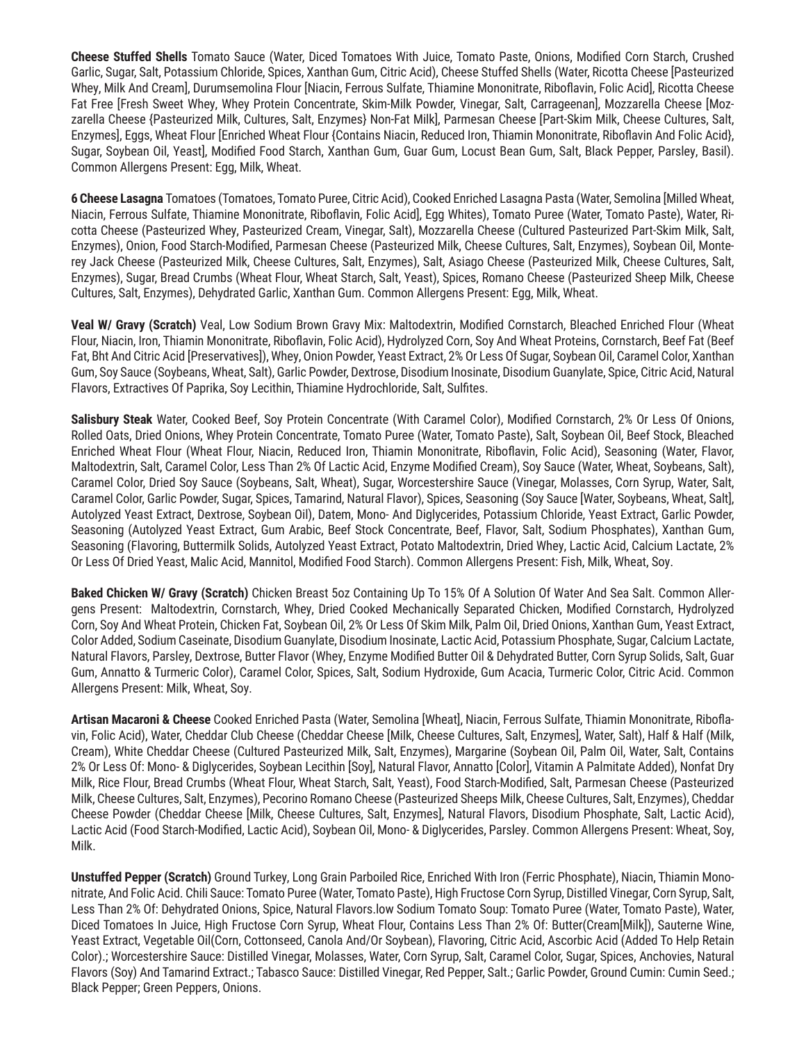**Cheese Stuffed Shells** Tomato Sauce (Water, Diced Tomatoes With Juice, Tomato Paste, Onions, Modified Corn Starch, Crushed Garlic, Sugar, Salt, Potassium Chloride, Spices, Xanthan Gum, Citric Acid), Cheese Stuffed Shells (Water, Ricotta Cheese [Pasteurized Whey, Milk And Cream], Durumsemolina Flour [Niacin, Ferrous Sulfate, Thiamine Mononitrate, Riboflavin, Folic Acid], Ricotta Cheese Fat Free [Fresh Sweet Whey, Whey Protein Concentrate, Skim-Milk Powder, Vinegar, Salt, Carrageenan], Mozzarella Cheese [Mozzarella Cheese {Pasteurized Milk, Cultures, Salt, Enzymes} Non-Fat Milk], Parmesan Cheese [Part-Skim Milk, Cheese Cultures, Salt, Enzymes], Eggs, Wheat Flour [Enriched Wheat Flour {Contains Niacin, Reduced Iron, Thiamin Mononitrate, Riboflavin And Folic Acid}, Sugar, Soybean Oil, Yeast], Modified Food Starch, Xanthan Gum, Guar Gum, Locust Bean Gum, Salt, Black Pepper, Parsley, Basil). Common Allergens Present: Egg, Milk, Wheat.

**6 Cheese Lasagna** Tomatoes (Tomatoes, Tomato Puree, Citric Acid), Cooked Enriched Lasagna Pasta (Water, Semolina [Milled Wheat, Niacin, Ferrous Sulfate, Thiamine Mononitrate, Riboflavin, Folic Acid], Egg Whites), Tomato Puree (Water, Tomato Paste), Water, Ricotta Cheese (Pasteurized Whey, Pasteurized Cream, Vinegar, Salt), Mozzarella Cheese (Cultured Pasteurized Part-Skim Milk, Salt, Enzymes), Onion, Food Starch-Modified, Parmesan Cheese (Pasteurized Milk, Cheese Cultures, Salt, Enzymes), Soybean Oil, Monterey Jack Cheese (Pasteurized Milk, Cheese Cultures, Salt, Enzymes), Salt, Asiago Cheese (Pasteurized Milk, Cheese Cultures, Salt, Enzymes), Sugar, Bread Crumbs (Wheat Flour, Wheat Starch, Salt, Yeast), Spices, Romano Cheese (Pasteurized Sheep Milk, Cheese Cultures, Salt, Enzymes), Dehydrated Garlic, Xanthan Gum. Common Allergens Present: Egg, Milk, Wheat.

**Veal W/ Gravy (Scratch)** Veal, Low Sodium Brown Gravy Mix: Maltodextrin, Modified Cornstarch, Bleached Enriched Flour (Wheat Flour, Niacin, Iron, Thiamin Mononitrate, Riboflavin, Folic Acid), Hydrolyzed Corn, Soy And Wheat Proteins, Cornstarch, Beef Fat (Beef Fat, Bht And Citric Acid [Preservatives]), Whey, Onion Powder, Yeast Extract, 2% Or Less Of Sugar, Soybean Oil, Caramel Color, Xanthan Gum, Soy Sauce (Soybeans, Wheat, Salt), Garlic Powder, Dextrose, Disodium Inosinate, Disodium Guanylate, Spice, Citric Acid, Natural Flavors, Extractives Of Paprika, Soy Lecithin, Thiamine Hydrochloride, Salt, Sulfites.

**Salisbury Steak** Water, Cooked Beef, Soy Protein Concentrate (With Caramel Color), Modified Cornstarch, 2% Or Less Of Onions, Rolled Oats, Dried Onions, Whey Protein Concentrate, Tomato Puree (Water, Tomato Paste), Salt, Soybean Oil, Beef Stock, Bleached Enriched Wheat Flour (Wheat Flour, Niacin, Reduced Iron, Thiamin Mononitrate, Riboflavin, Folic Acid), Seasoning (Water, Flavor, Maltodextrin, Salt, Caramel Color, Less Than 2% Of Lactic Acid, Enzyme Modified Cream), Soy Sauce (Water, Wheat, Soybeans, Salt), Caramel Color, Dried Soy Sauce (Soybeans, Salt, Wheat), Sugar, Worcestershire Sauce (Vinegar, Molasses, Corn Syrup, Water, Salt, Caramel Color, Garlic Powder, Sugar, Spices, Tamarind, Natural Flavor), Spices, Seasoning (Soy Sauce [Water, Soybeans, Wheat, Salt], Autolyzed Yeast Extract, Dextrose, Soybean Oil), Datem, Mono- And Diglycerides, Potassium Chloride, Yeast Extract, Garlic Powder, Seasoning (Autolyzed Yeast Extract, Gum Arabic, Beef Stock Concentrate, Beef, Flavor, Salt, Sodium Phosphates), Xanthan Gum, Seasoning (Flavoring, Buttermilk Solids, Autolyzed Yeast Extract, Potato Maltodextrin, Dried Whey, Lactic Acid, Calcium Lactate, 2% Or Less Of Dried Yeast, Malic Acid, Mannitol, Modified Food Starch). Common Allergens Present: Fish, Milk, Wheat, Soy.

**Baked Chicken W/ Gravy (Scratch)** Chicken Breast 5oz Containing Up To 15% Of A Solution Of Water And Sea Salt. Common Allergens Present: Maltodextrin, Cornstarch, Whey, Dried Cooked Mechanically Separated Chicken, Modified Cornstarch, Hydrolyzed Corn, Soy And Wheat Protein, Chicken Fat, Soybean Oil, 2% Or Less Of Skim Milk, Palm Oil, Dried Onions, Xanthan Gum, Yeast Extract, Color Added, Sodium Caseinate, Disodium Guanylate, Disodium Inosinate, Lactic Acid, Potassium Phosphate, Sugar, Calcium Lactate, Natural Flavors, Parsley, Dextrose, Butter Flavor (Whey, Enzyme Modified Butter Oil & Dehydrated Butter, Corn Syrup Solids, Salt, Guar Gum, Annatto & Turmeric Color), Caramel Color, Spices, Salt, Sodium Hydroxide, Gum Acacia, Turmeric Color, Citric Acid. Common Allergens Present: Milk, Wheat, Soy.

**Artisan Macaroni & Cheese** Cooked Enriched Pasta (Water, Semolina [Wheat], Niacin, Ferrous Sulfate, Thiamin Mononitrate, Riboflavin, Folic Acid), Water, Cheddar Club Cheese (Cheddar Cheese [Milk, Cheese Cultures, Salt, Enzymes], Water, Salt), Half & Half (Milk, Cream), White Cheddar Cheese (Cultured Pasteurized Milk, Salt, Enzymes), Margarine (Soybean Oil, Palm Oil, Water, Salt, Contains 2% Or Less Of: Mono- & Diglycerides, Soybean Lecithin [Soy], Natural Flavor, Annatto [Color], Vitamin A Palmitate Added), Nonfat Dry Milk, Rice Flour, Bread Crumbs (Wheat Flour, Wheat Starch, Salt, Yeast), Food Starch-Modified, Salt, Parmesan Cheese (Pasteurized Milk, Cheese Cultures, Salt, Enzymes), Pecorino Romano Cheese (Pasteurized Sheeps Milk, Cheese Cultures, Salt, Enzymes), Cheddar Cheese Powder (Cheddar Cheese [Milk, Cheese Cultures, Salt, Enzymes], Natural Flavors, Disodium Phosphate, Salt, Lactic Acid), Lactic Acid (Food Starch-Modified, Lactic Acid), Soybean Oil, Mono- & Diglycerides, Parsley. Common Allergens Present: Wheat, Soy, Milk.

**Unstuffed Pepper (Scratch)** Ground Turkey, Long Grain Parboiled Rice, Enriched With Iron (Ferric Phosphate), Niacin, Thiamin Mononitrate, And Folic Acid. Chili Sauce: Tomato Puree (Water, Tomato Paste), High Fructose Corn Syrup, Distilled Vinegar, Corn Syrup, Salt, Less Than 2% Of: Dehydrated Onions, Spice, Natural Flavors.low Sodium Tomato Soup: Tomato Puree (Water, Tomato Paste), Water, Diced Tomatoes In Juice, High Fructose Corn Syrup, Wheat Flour, Contains Less Than 2% Of: Butter(Cream[Milk]), Sauterne Wine, Yeast Extract, Vegetable Oil(Corn, Cottonseed, Canola And/Or Soybean), Flavoring, Citric Acid, Ascorbic Acid (Added To Help Retain Color).; Worcestershire Sauce: Distilled Vinegar, Molasses, Water, Corn Syrup, Salt, Caramel Color, Sugar, Spices, Anchovies, Natural Flavors (Soy) And Tamarind Extract.; Tabasco Sauce: Distilled Vinegar, Red Pepper, Salt.; Garlic Powder, Ground Cumin: Cumin Seed.; Black Pepper; Green Peppers, Onions.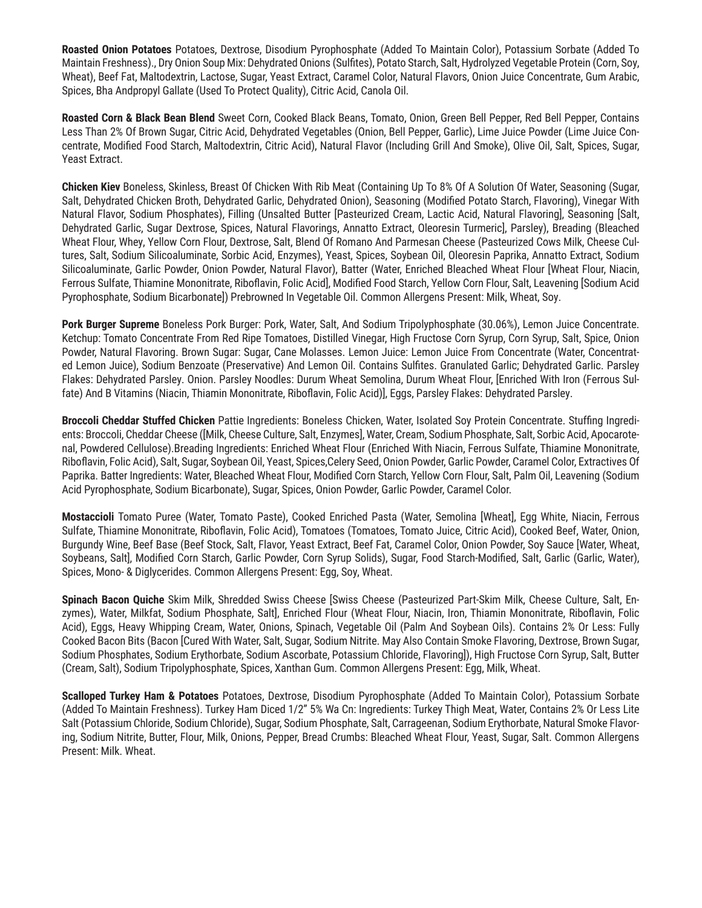**Roasted Onion Potatoes** Potatoes, Dextrose, Disodium Pyrophosphate (Added To Maintain Color), Potassium Sorbate (Added To Maintain Freshness)., Dry Onion Soup Mix: Dehydrated Onions (Sulfites), Potato Starch, Salt, Hydrolyzed Vegetable Protein (Corn, Soy, Wheat), Beef Fat, Maltodextrin, Lactose, Sugar, Yeast Extract, Caramel Color, Natural Flavors, Onion Juice Concentrate, Gum Arabic, Spices, Bha Andpropyl Gallate (Used To Protect Quality), Citric Acid, Canola Oil.

**Roasted Corn & Black Bean Blend** Sweet Corn, Cooked Black Beans, Tomato, Onion, Green Bell Pepper, Red Bell Pepper, Contains Less Than 2% Of Brown Sugar, Citric Acid, Dehydrated Vegetables (Onion, Bell Pepper, Garlic), Lime Juice Powder (Lime Juice Concentrate, Modified Food Starch, Maltodextrin, Citric Acid), Natural Flavor (Including Grill And Smoke), Olive Oil, Salt, Spices, Sugar, Yeast Extract.

**Chicken Kiev** Boneless, Skinless, Breast Of Chicken With Rib Meat (Containing Up To 8% Of A Solution Of Water, Seasoning (Sugar, Salt, Dehydrated Chicken Broth, Dehydrated Garlic, Dehydrated Onion), Seasoning (Modified Potato Starch, Flavoring), Vinegar With Natural Flavor, Sodium Phosphates), Filling (Unsalted Butter [Pasteurized Cream, Lactic Acid, Natural Flavoring], Seasoning [Salt, Dehydrated Garlic, Sugar Dextrose, Spices, Natural Flavorings, Annatto Extract, Oleoresin Turmeric], Parsley), Breading (Bleached Wheat Flour, Whey, Yellow Corn Flour, Dextrose, Salt, Blend Of Romano And Parmesan Cheese (Pasteurized Cows Milk, Cheese Cultures, Salt, Sodium Silicoaluminate, Sorbic Acid, Enzymes), Yeast, Spices, Soybean Oil, Oleoresin Paprika, Annatto Extract, Sodium Silicoaluminate, Garlic Powder, Onion Powder, Natural Flavor), Batter (Water, Enriched Bleached Wheat Flour [Wheat Flour, Niacin, Ferrous Sulfate, Thiamine Mononitrate, Riboflavin, Folic Acid], Modified Food Starch, Yellow Corn Flour, Salt, Leavening [Sodium Acid Pyrophosphate, Sodium Bicarbonate]) Prebrowned In Vegetable Oil. Common Allergens Present: Milk, Wheat, Soy.

**Pork Burger Supreme** Boneless Pork Burger: Pork, Water, Salt, And Sodium Tripolyphosphate (30.06%), Lemon Juice Concentrate. Ketchup: Tomato Concentrate From Red Ripe Tomatoes, Distilled Vinegar, High Fructose Corn Syrup, Corn Syrup, Salt, Spice, Onion Powder, Natural Flavoring. Brown Sugar: Sugar, Cane Molasses. Lemon Juice: Lemon Juice From Concentrate (Water, Concentrated Lemon Juice), Sodium Benzoate (Preservative) And Lemon Oil. Contains Sulfites. Granulated Garlic; Dehydrated Garlic. Parsley Flakes: Dehydrated Parsley. Onion. Parsley Noodles: Durum Wheat Semolina, Durum Wheat Flour, [Enriched With Iron (Ferrous Sulfate) And B Vitamins (Niacin, Thiamin Mononitrate, Riboflavin, Folic Acid)], Eggs, Parsley Flakes: Dehydrated Parsley.

**Broccoli Cheddar Stuffed Chicken** Pattie Ingredients: Boneless Chicken, Water, Isolated Soy Protein Concentrate. Stuffing Ingredients: Broccoli, Cheddar Cheese ([Milk, Cheese Culture, Salt, Enzymes], Water, Cream, Sodium Phosphate, Salt, Sorbic Acid, Apocarotenal, Powdered Cellulose).Breading Ingredients: Enriched Wheat Flour (Enriched With Niacin, Ferrous Sulfate, Thiamine Mononitrate, Riboflavin, Folic Acid), Salt, Sugar, Soybean Oil, Yeast, Spices,Celery Seed, Onion Powder, Garlic Powder, Caramel Color, Extractives Of Paprika. Batter Ingredients: Water, Bleached Wheat Flour, Modified Corn Starch, Yellow Corn Flour, Salt, Palm Oil, Leavening (Sodium Acid Pyrophosphate, Sodium Bicarbonate), Sugar, Spices, Onion Powder, Garlic Powder, Caramel Color.

**Mostaccioli** Tomato Puree (Water, Tomato Paste), Cooked Enriched Pasta (Water, Semolina [Wheat], Egg White, Niacin, Ferrous Sulfate, Thiamine Mononitrate, Riboflavin, Folic Acid), Tomatoes (Tomatoes, Tomato Juice, Citric Acid), Cooked Beef, Water, Onion, Burgundy Wine, Beef Base (Beef Stock, Salt, Flavor, Yeast Extract, Beef Fat, Caramel Color, Onion Powder, Soy Sauce [Water, Wheat, Soybeans, Salt], Modified Corn Starch, Garlic Powder, Corn Syrup Solids), Sugar, Food Starch-Modified, Salt, Garlic (Garlic, Water), Spices, Mono- & Diglycerides. Common Allergens Present: Egg, Soy, Wheat.

**Spinach Bacon Quiche** Skim Milk, Shredded Swiss Cheese [Swiss Cheese (Pasteurized Part-Skim Milk, Cheese Culture, Salt, Enzymes), Water, Milkfat, Sodium Phosphate, Salt], Enriched Flour (Wheat Flour, Niacin, Iron, Thiamin Mononitrate, Riboflavin, Folic Acid), Eggs, Heavy Whipping Cream, Water, Onions, Spinach, Vegetable Oil (Palm And Soybean Oils). Contains 2% Or Less: Fully Cooked Bacon Bits (Bacon [Cured With Water, Salt, Sugar, Sodium Nitrite. May Also Contain Smoke Flavoring, Dextrose, Brown Sugar, Sodium Phosphates, Sodium Erythorbate, Sodium Ascorbate, Potassium Chloride, Flavoring]), High Fructose Corn Syrup, Salt, Butter (Cream, Salt), Sodium Tripolyphosphate, Spices, Xanthan Gum. Common Allergens Present: Egg, Milk, Wheat.

**Scalloped Turkey Ham & Potatoes** Potatoes, Dextrose, Disodium Pyrophosphate (Added To Maintain Color), Potassium Sorbate (Added To Maintain Freshness). Turkey Ham Diced 1/2" 5% Wa Cn: Ingredients: Turkey Thigh Meat, Water, Contains 2% Or Less Lite Salt (Potassium Chloride, Sodium Chloride), Sugar, Sodium Phosphate, Salt, Carrageenan, Sodium Erythorbate, Natural Smoke Flavoring, Sodium Nitrite, Butter, Flour, Milk, Onions, Pepper, Bread Crumbs: Bleached Wheat Flour, Yeast, Sugar, Salt. Common Allergens Present: Milk. Wheat.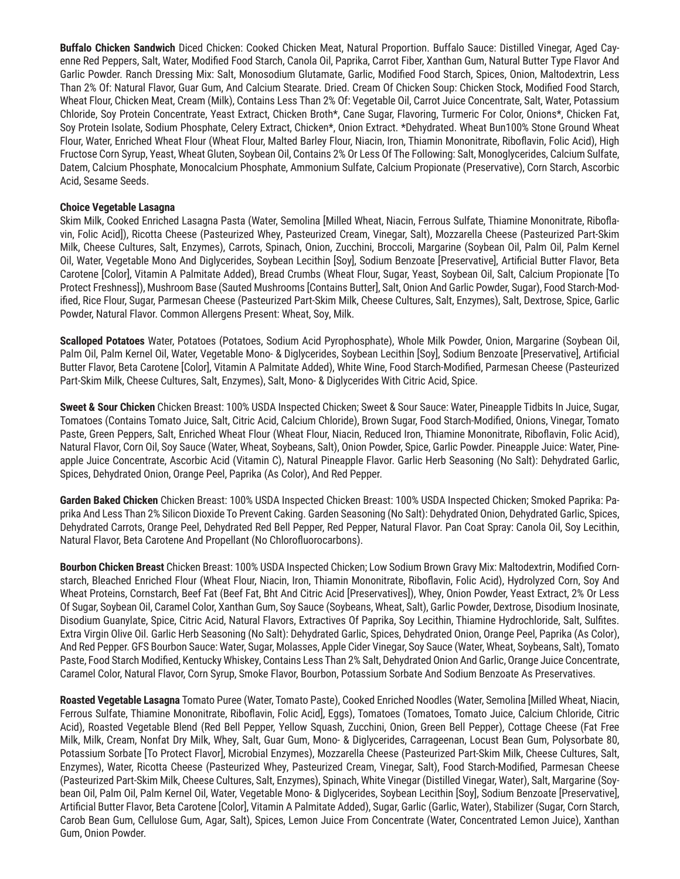**Buffalo Chicken Sandwich** Diced Chicken: Cooked Chicken Meat, Natural Proportion. Buffalo Sauce: Distilled Vinegar, Aged Cayenne Red Peppers, Salt, Water, Modified Food Starch, Canola Oil, Paprika, Carrot Fiber, Xanthan Gum, Natural Butter Type Flavor And Garlic Powder. Ranch Dressing Mix: Salt, Monosodium Glutamate, Garlic, Modified Food Starch, Spices, Onion, Maltodextrin, Less Than 2% Of: Natural Flavor, Guar Gum, And Calcium Stearate. Dried. Cream Of Chicken Soup: Chicken Stock, Modified Food Starch, Wheat Flour, Chicken Meat, Cream (Milk), Contains Less Than 2% Of: Vegetable Oil, Carrot Juice Concentrate, Salt, Water, Potassium Chloride, Soy Protein Concentrate, Yeast Extract, Chicken Broth*, Cane Sugar, Flavoring, Turmeric For Color, Onions*, Chicken Fat, Soy Protein Isolate, Sodium Phosphate, Celery Extract, Chicken*, Onion Extract. *Dehydrated. Wheat Bun100% Stone Ground Wheat Flour, Water, Enriched Wheat Flour (Wheat Flour, Malted Barley Flour, Niacin, Iron, Thiamin Mononitrate, Riboflavin, Folic Acid), High Fructose Corn Syrup, Yeast, Wheat Gluten, Soybean Oil, Contains 2% Or Less Of The Following: Salt, Monoglycerides, Calcium Sulfate, Datem, Calcium Phosphate, Monocalcium Phosphate, Ammonium Sulfate, Calcium Propionate (Preservative), Corn Starch, Ascorbic Acid, Sesame Seeds.

**Choice Vegetable Lasagna**
Skim Milk, Cooked Enriched Lasagna Pasta (Water, Semolina [Milled Wheat, Niacin, Ferrous Sulfate, Thiamine Mononitrate, Riboflavin, Folic Acid]), Ricotta Cheese (Pasteurized Whey, Pasteurized Cream, Vinegar, Salt), Mozzarella Cheese (Pasteurized Part-Skim Milk, Cheese Cultures, Salt, Enzymes), Carrots, Spinach, Onion, Zucchini, Broccoli, Margarine (Soybean Oil, Palm Oil, Palm Kernel Oil, Water, Vegetable Mono And Diglycerides, Soybean Lecithin [Soy], Sodium Benzoate [Preservative], Artificial Butter Flavor, Beta Carotene [Color], Vitamin A Palmitate Added), Bread Crumbs (Wheat Flour, Sugar, Yeast, Soybean Oil, Salt, Calcium Propionate [To Protect Freshness]), Mushroom Base (Sauted Mushrooms [Contains Butter], Salt, Onion And Garlic Powder, Sugar), Food Starch-Modified, Rice Flour, Sugar, Parmesan Cheese (Pasteurized Part-Skim Milk, Cheese Cultures, Salt, Enzymes), Salt, Dextrose, Spice, Garlic Powder, Natural Flavor. Common Allergens Present: Wheat, Soy, Milk.

**Scalloped Potatoes** Water, Potatoes (Potatoes, Sodium Acid Pyrophosphate), Whole Milk Powder, Onion, Margarine (Soybean Oil, Palm Oil, Palm Kernel Oil, Water, Vegetable Mono- & Diglycerides, Soybean Lecithin [Soy], Sodium Benzoate [Preservative], Artificial Butter Flavor, Beta Carotene [Color], Vitamin A Palmitate Added), White Wine, Food Starch-Modified, Parmesan Cheese (Pasteurized Part-Skim Milk, Cheese Cultures, Salt, Enzymes), Salt, Mono- & Diglycerides With Citric Acid, Spice.

**Sweet & Sour Chicken** Chicken Breast: 100% USDA Inspected Chicken; Sweet & Sour Sauce: Water, Pineapple Tidbits In Juice, Sugar, Tomatoes (Contains Tomato Juice, Salt, Citric Acid, Calcium Chloride), Brown Sugar, Food Starch-Modified, Onions, Vinegar, Tomato Paste, Green Peppers, Salt, Enriched Wheat Flour (Wheat Flour, Niacin, Reduced Iron, Thiamine Mononitrate, Riboflavin, Folic Acid), Natural Flavor, Corn Oil, Soy Sauce (Water, Wheat, Soybeans, Salt), Onion Powder, Spice, Garlic Powder. Pineapple Juice: Water, Pineapple Juice Concentrate, Ascorbic Acid (Vitamin C), Natural Pineapple Flavor. Garlic Herb Seasoning (No Salt): Dehydrated Garlic, Spices, Dehydrated Onion, Orange Peel, Paprika (As Color), And Red Pepper.

**Garden Baked Chicken** Chicken Breast: 100% USDA Inspected Chicken Breast: 100% USDA Inspected Chicken; Smoked Paprika: Paprika And Less Than 2% Silicon Dioxide To Prevent Caking. Garden Seasoning (No Salt): Dehydrated Onion, Dehydrated Garlic, Spices, Dehydrated Carrots, Orange Peel, Dehydrated Red Bell Pepper, Red Pepper, Natural Flavor. Pan Coat Spray: Canola Oil, Soy Lecithin, Natural Flavor, Beta Carotene And Propellant (No Chlorofluorocarbons).

**Bourbon Chicken Breast** Chicken Breast: 100% USDA Inspected Chicken; Low Sodium Brown Gravy Mix: Maltodextrin, Modified Cornstarch, Bleached Enriched Flour (Wheat Flour, Niacin, Iron, Thiamin Mononitrate, Riboflavin, Folic Acid), Hydrolyzed Corn, Soy And Wheat Proteins, Cornstarch, Beef Fat (Beef Fat, Bht And Citric Acid [Preservatives]), Whey, Onion Powder, Yeast Extract, 2% Or Less Of Sugar, Soybean Oil, Caramel Color, Xanthan Gum, Soy Sauce (Soybeans, Wheat, Salt), Garlic Powder, Dextrose, Disodium Inosinate, Disodium Guanylate, Spice, Citric Acid, Natural Flavors, Extractives Of Paprika, Soy Lecithin, Thiamine Hydrochloride, Salt, Sulfites. Extra Virgin Olive Oil. Garlic Herb Seasoning (No Salt): Dehydrated Garlic, Spices, Dehydrated Onion, Orange Peel, Paprika (As Color), And Red Pepper. GFS Bourbon Sauce: Water, Sugar, Molasses, Apple Cider Vinegar, Soy Sauce (Water, Wheat, Soybeans, Salt), Tomato Paste, Food Starch Modified, Kentucky Whiskey, Contains Less Than 2% Salt, Dehydrated Onion And Garlic, Orange Juice Concentrate, Caramel Color, Natural Flavor, Corn Syrup, Smoke Flavor, Bourbon, Potassium Sorbate And Sodium Benzoate As Preservatives.

**Roasted Vegetable Lasagna** Tomato Puree (Water, Tomato Paste), Cooked Enriched Noodles (Water, Semolina [Milled Wheat, Niacin, Ferrous Sulfate, Thiamine Mononitrate, Riboflavin, Folic Acid], Eggs), Tomatoes (Tomatoes, Tomato Juice, Calcium Chloride, Citric Acid), Roasted Vegetable Blend (Red Bell Pepper, Yellow Squash, Zucchini, Onion, Green Bell Pepper), Cottage Cheese (Fat Free Milk, Milk, Cream, Nonfat Dry Milk, Whey, Salt, Guar Gum, Mono- & Diglycerides, Carrageenan, Locust Bean Gum, Polysorbate 80, Potassium Sorbate [To Protect Flavor], Microbial Enzymes), Mozzarella Cheese (Pasteurized Part-Skim Milk, Cheese Cultures, Salt, Enzymes), Water, Ricotta Cheese (Pasteurized Whey, Pasteurized Cream, Vinegar, Salt), Food Starch-Modified, Parmesan Cheese (Pasteurized Part-Skim Milk, Cheese Cultures, Salt, Enzymes), Spinach, White Vinegar (Distilled Vinegar, Water), Salt, Margarine (Soybean Oil, Palm Oil, Palm Kernel Oil, Water, Vegetable Mono- & Diglycerides, Soybean Lecithin [Soy], Sodium Benzoate [Preservative], Artificial Butter Flavor, Beta Carotene [Color], Vitamin A Palmitate Added), Sugar, Garlic (Garlic, Water), Stabilizer (Sugar, Corn Starch, Carob Bean Gum, Cellulose Gum, Agar, Salt), Spices, Lemon Juice From Concentrate (Water, Concentrated Lemon Juice), Xanthan Gum, Onion Powder.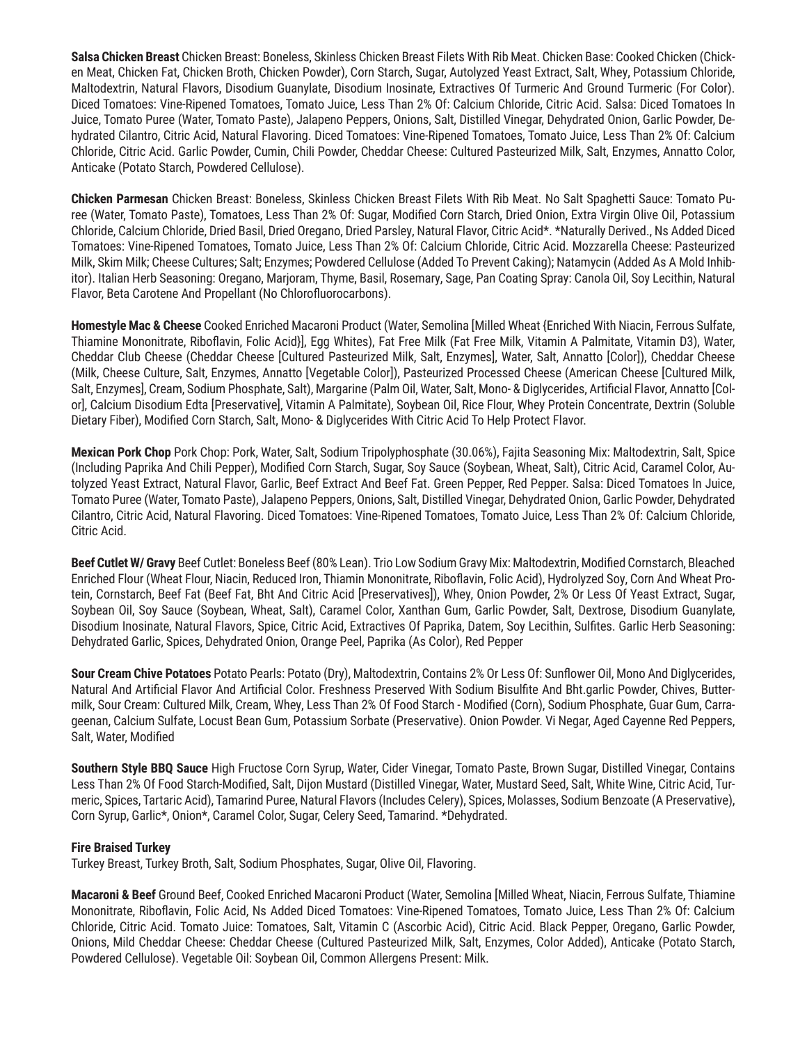**Salsa Chicken Breast** Chicken Breast: Boneless, Skinless Chicken Breast Filets With Rib Meat. Chicken Base: Cooked Chicken (Chicken Meat, Chicken Fat, Chicken Broth, Chicken Powder), Corn Starch, Sugar, Autolyzed Yeast Extract, Salt, Whey, Potassium Chloride, Maltodextrin, Natural Flavors, Disodium Guanylate, Disodium Inosinate, Extractives Of Turmeric And Ground Turmeric (For Color). Diced Tomatoes: Vine-Ripened Tomatoes, Tomato Juice, Less Than 2% Of: Calcium Chloride, Citric Acid. Salsa: Diced Tomatoes In Juice, Tomato Puree (Water, Tomato Paste), Jalapeno Peppers, Onions, Salt, Distilled Vinegar, Dehydrated Onion, Garlic Powder, Dehydrated Cilantro, Citric Acid, Natural Flavoring. Diced Tomatoes: Vine-Ripened Tomatoes, Tomato Juice, Less Than 2% Of: Calcium Chloride, Citric Acid. Garlic Powder, Cumin, Chili Powder, Cheddar Cheese: Cultured Pasteurized Milk, Salt, Enzymes, Annatto Color, Anticake (Potato Starch, Powdered Cellulose).

**Chicken Parmesan** Chicken Breast: Boneless, Skinless Chicken Breast Filets With Rib Meat. No Salt Spaghetti Sauce: Tomato Puree (Water, Tomato Paste), Tomatoes, Less Than 2% Of: Sugar, Modified Corn Starch, Dried Onion, Extra Virgin Olive Oil, Potassium Chloride, Calcium Chloride, Dried Basil, Dried Oregano, Dried Parsley, Natural Flavor, Citric Acid*. *Naturally Derived., Ns Added Diced Tomatoes: Vine-Ripened Tomatoes, Tomato Juice, Less Than 2% Of: Calcium Chloride, Citric Acid. Mozzarella Cheese: Pasteurized Milk, Skim Milk; Cheese Cultures; Salt; Enzymes; Powdered Cellulose (Added To Prevent Caking); Natamycin (Added As A Mold Inhibitor). Italian Herb Seasoning: Oregano, Marjoram, Thyme, Basil, Rosemary, Sage, Pan Coating Spray: Canola Oil, Soy Lecithin, Natural Flavor, Beta Carotene And Propellant (No Chlorofluorocarbons).

**Homestyle Mac & Cheese** Cooked Enriched Macaroni Product (Water, Semolina [Milled Wheat {Enriched With Niacin, Ferrous Sulfate, Thiamine Mononitrate, Riboflavin, Folic Acid}], Egg Whites), Fat Free Milk (Fat Free Milk, Vitamin A Palmitate, Vitamin D3), Water, Cheddar Club Cheese (Cheddar Cheese [Cultured Pasteurized Milk, Salt, Enzymes], Water, Salt, Annatto [Color]), Cheddar Cheese (Milk, Cheese Culture, Salt, Enzymes, Annatto [Vegetable Color]), Pasteurized Processed Cheese (American Cheese [Cultured Milk, Salt, Enzymes], Cream, Sodium Phosphate, Salt), Margarine (Palm Oil, Water, Salt, Mono- & Diglycerides, Artificial Flavor, Annatto [Color], Calcium Disodium Edta [Preservative], Vitamin A Palmitate), Soybean Oil, Rice Flour, Whey Protein Concentrate, Dextrin (Soluble Dietary Fiber), Modified Corn Starch, Salt, Mono- & Diglycerides With Citric Acid To Help Protect Flavor.

**Mexican Pork Chop** Pork Chop: Pork, Water, Salt, Sodium Tripolyphosphate (30.06%), Fajita Seasoning Mix: Maltodextrin, Salt, Spice (Including Paprika And Chili Pepper), Modified Corn Starch, Sugar, Soy Sauce (Soybean, Wheat, Salt), Citric Acid, Caramel Color, Autolyzed Yeast Extract, Natural Flavor, Garlic, Beef Extract And Beef Fat. Green Pepper, Red Pepper. Salsa: Diced Tomatoes In Juice, Tomato Puree (Water, Tomato Paste), Jalapeno Peppers, Onions, Salt, Distilled Vinegar, Dehydrated Onion, Garlic Powder, Dehydrated Cilantro, Citric Acid, Natural Flavoring. Diced Tomatoes: Vine-Ripened Tomatoes, Tomato Juice, Less Than 2% Of: Calcium Chloride, Citric Acid.

**Beef Cutlet W/ Gravy** Beef Cutlet: Boneless Beef (80% Lean). Trio Low Sodium Gravy Mix: Maltodextrin, Modified Cornstarch, Bleached Enriched Flour (Wheat Flour, Niacin, Reduced Iron, Thiamin Mononitrate, Riboflavin, Folic Acid), Hydrolyzed Soy, Corn And Wheat Protein, Cornstarch, Beef Fat (Beef Fat, Bht And Citric Acid [Preservatives]), Whey, Onion Powder, 2% Or Less Of Yeast Extract, Sugar, Soybean Oil, Soy Sauce (Soybean, Wheat, Salt), Caramel Color, Xanthan Gum, Garlic Powder, Salt, Dextrose, Disodium Guanylate, Disodium Inosinate, Natural Flavors, Spice, Citric Acid, Extractives Of Paprika, Datem, Soy Lecithin, Sulfites. Garlic Herb Seasoning: Dehydrated Garlic, Spices, Dehydrated Onion, Orange Peel, Paprika (As Color), Red Pepper

**Sour Cream Chive Potatoes** Potato Pearls: Potato (Dry), Maltodextrin, Contains 2% Or Less Of: Sunflower Oil, Mono And Diglycerides, Natural And Artificial Flavor And Artificial Color. Freshness Preserved With Sodium Bisulfite And Bht.garlic Powder, Chives, Buttermilk, Sour Cream: Cultured Milk, Cream, Whey, Less Than 2% Of Food Starch - Modified (Corn), Sodium Phosphate, Guar Gum, Carrageenan, Calcium Sulfate, Locust Bean Gum, Potassium Sorbate (Preservative). Onion Powder. Vi Negar, Aged Cayenne Red Peppers, Salt, Water, Modified

**Southern Style BBQ Sauce** High Fructose Corn Syrup, Water, Cider Vinegar, Tomato Paste, Brown Sugar, Distilled Vinegar, Contains Less Than 2% Of Food Starch-Modified, Salt, Dijon Mustard (Distilled Vinegar, Water, Mustard Seed, Salt, White Wine, Citric Acid, Turmeric, Spices, Tartaric Acid), Tamarind Puree, Natural Flavors (Includes Celery), Spices, Molasses, Sodium Benzoate (A Preservative), Corn Syrup, Garlic*, Onion*, Caramel Color, Sugar, Celery Seed, Tamarind. *Dehydrated.

**Fire Braised Turkey**
Turkey Breast, Turkey Broth, Salt, Sodium Phosphates, Sugar, Olive Oil, Flavoring.

**Macaroni & Beef** Ground Beef, Cooked Enriched Macaroni Product (Water, Semolina [Milled Wheat, Niacin, Ferrous Sulfate, Thiamine Mononitrate, Riboflavin, Folic Acid, Ns Added Diced Tomatoes: Vine-Ripened Tomatoes, Tomato Juice, Less Than 2% Of: Calcium Chloride, Citric Acid. Tomato Juice: Tomatoes, Salt, Vitamin C (Ascorbic Acid), Citric Acid. Black Pepper, Oregano, Garlic Powder, Onions, Mild Cheddar Cheese: Cheddar Cheese (Cultured Pasteurized Milk, Salt, Enzymes, Color Added), Anticake (Potato Starch, Powdered Cellulose). Vegetable Oil: Soybean Oil, Common Allergens Present: Milk.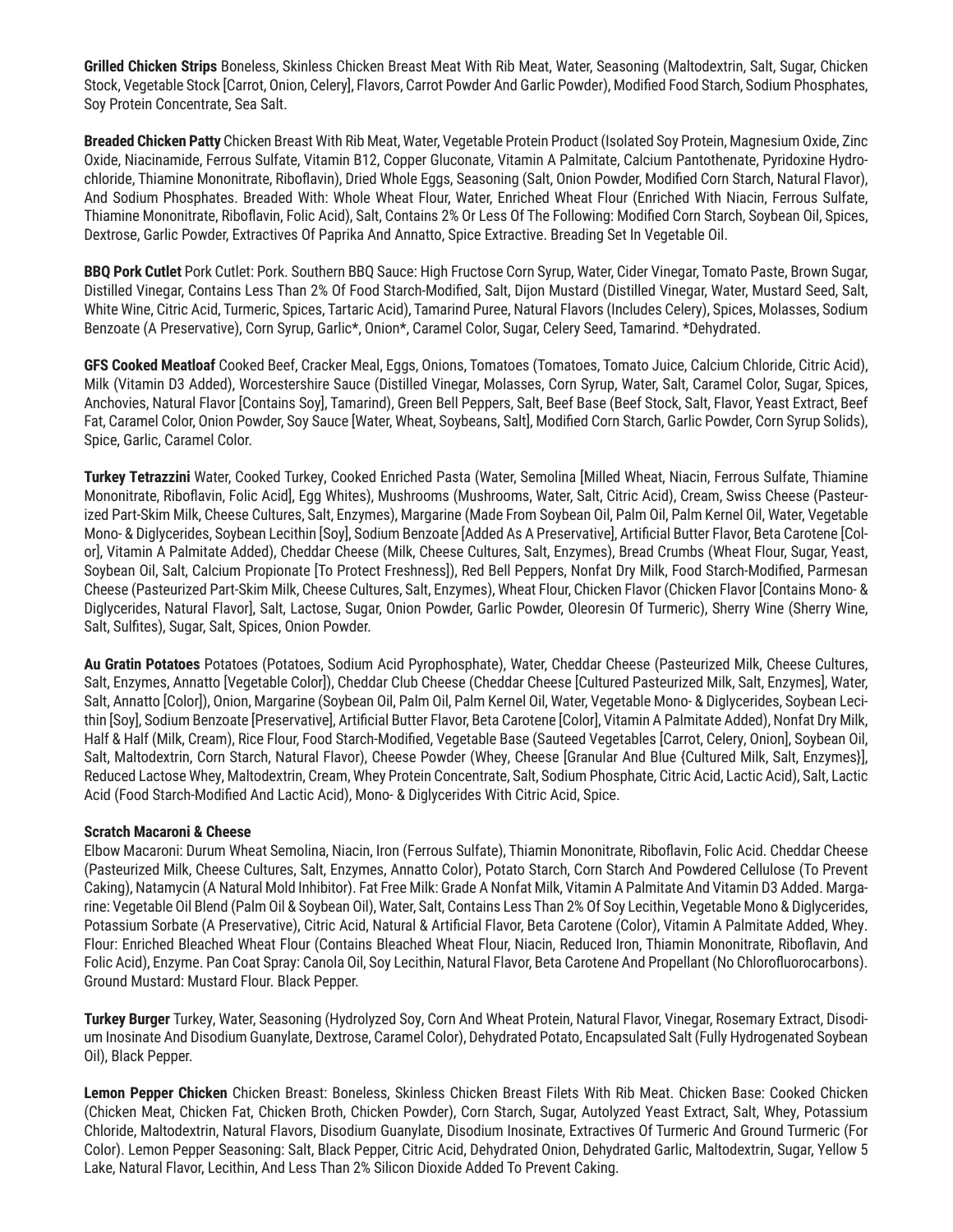**Grilled Chicken Strips** Boneless, Skinless Chicken Breast Meat With Rib Meat, Water, Seasoning (Maltodextrin, Salt, Sugar, Chicken Stock, Vegetable Stock [Carrot, Onion, Celery], Flavors, Carrot Powder And Garlic Powder), Modified Food Starch, Sodium Phosphates, Soy Protein Concentrate, Sea Salt.

**Breaded Chicken Patty** Chicken Breast With Rib Meat, Water, Vegetable Protein Product (Isolated Soy Protein, Magnesium Oxide, Zinc Oxide, Niacinamide, Ferrous Sulfate, Vitamin B12, Copper Gluconate, Vitamin A Palmitate, Calcium Pantothenate, Pyridoxine Hydrochloride, Thiamine Mononitrate, Riboflavin), Dried Whole Eggs, Seasoning (Salt, Onion Powder, Modified Corn Starch, Natural Flavor), And Sodium Phosphates. Breaded With: Whole Wheat Flour, Water, Enriched Wheat Flour (Enriched With Niacin, Ferrous Sulfate, Thiamine Mononitrate, Riboflavin, Folic Acid), Salt, Contains 2% Or Less Of The Following: Modified Corn Starch, Soybean Oil, Spices, Dextrose, Garlic Powder, Extractives Of Paprika And Annatto, Spice Extractive. Breading Set In Vegetable Oil.

**BBQ Pork Cutlet** Pork Cutlet: Pork. Southern BBQ Sauce: High Fructose Corn Syrup, Water, Cider Vinegar, Tomato Paste, Brown Sugar, Distilled Vinegar, Contains Less Than 2% Of Food Starch-Modified, Salt, Dijon Mustard (Distilled Vinegar, Water, Mustard Seed, Salt, White Wine, Citric Acid, Turmeric, Spices, Tartaric Acid), Tamarind Puree, Natural Flavors (Includes Celery), Spices, Molasses, Sodium Benzoate (A Preservative), Corn Syrup, Garlic*, Onion*, Caramel Color, Sugar, Celery Seed, Tamarind. *Dehydrated.

**GFS Cooked Meatloaf** Cooked Beef, Cracker Meal, Eggs, Onions, Tomatoes (Tomatoes, Tomato Juice, Calcium Chloride, Citric Acid), Milk (Vitamin D3 Added), Worcestershire Sauce (Distilled Vinegar, Molasses, Corn Syrup, Water, Salt, Caramel Color, Sugar, Spices, Anchovies, Natural Flavor [Contains Soy], Tamarind), Green Bell Peppers, Salt, Beef Base (Beef Stock, Salt, Flavor, Yeast Extract, Beef Fat, Caramel Color, Onion Powder, Soy Sauce [Water, Wheat, Soybeans, Salt], Modified Corn Starch, Garlic Powder, Corn Syrup Solids), Spice, Garlic, Caramel Color.

**Turkey Tetrazzini** Water, Cooked Turkey, Cooked Enriched Pasta (Water, Semolina [Milled Wheat, Niacin, Ferrous Sulfate, Thiamine Mononitrate, Riboflavin, Folic Acid], Egg Whites), Mushrooms (Mushrooms, Water, Salt, Citric Acid), Cream, Swiss Cheese (Pasteurized Part-Skim Milk, Cheese Cultures, Salt, Enzymes), Margarine (Made From Soybean Oil, Palm Oil, Palm Kernel Oil, Water, Vegetable Mono- & Diglycerides, Soybean Lecithin [Soy], Sodium Benzoate [Added As A Preservative], Artificial Butter Flavor, Beta Carotene [Color], Vitamin A Palmitate Added), Cheddar Cheese (Milk, Cheese Cultures, Salt, Enzymes), Bread Crumbs (Wheat Flour, Sugar, Yeast, Soybean Oil, Salt, Calcium Propionate [To Protect Freshness]), Red Bell Peppers, Nonfat Dry Milk, Food Starch-Modified, Parmesan Cheese (Pasteurized Part-Skim Milk, Cheese Cultures, Salt, Enzymes), Wheat Flour, Chicken Flavor (Chicken Flavor [Contains Mono- & Diglycerides, Natural Flavor], Salt, Lactose, Sugar, Onion Powder, Garlic Powder, Oleoresin Of Turmeric), Sherry Wine (Sherry Wine, Salt, Sulfites), Sugar, Salt, Spices, Onion Powder.

**Au Gratin Potatoes** Potatoes (Potatoes, Sodium Acid Pyrophosphate), Water, Cheddar Cheese (Pasteurized Milk, Cheese Cultures, Salt, Enzymes, Annatto [Vegetable Color]), Cheddar Club Cheese (Cheddar Cheese [Cultured Pasteurized Milk, Salt, Enzymes], Water, Salt, Annatto [Color]), Onion, Margarine (Soybean Oil, Palm Oil, Palm Kernel Oil, Water, Vegetable Mono- & Diglycerides, Soybean Lecithin [Soy], Sodium Benzoate [Preservative], Artificial Butter Flavor, Beta Carotene [Color], Vitamin A Palmitate Added), Nonfat Dry Milk, Half & Half (Milk, Cream), Rice Flour, Food Starch-Modified, Vegetable Base (Sauteed Vegetables [Carrot, Celery, Onion], Soybean Oil, Salt, Maltodextrin, Corn Starch, Natural Flavor), Cheese Powder (Whey, Cheese [Granular And Blue {Cultured Milk, Salt, Enzymes}], Reduced Lactose Whey, Maltodextrin, Cream, Whey Protein Concentrate, Salt, Sodium Phosphate, Citric Acid, Lactic Acid), Salt, Lactic Acid (Food Starch-Modified And Lactic Acid), Mono- & Diglycerides With Citric Acid, Spice.

**Scratch Macaroni & Cheese**

Elbow Macaroni: Durum Wheat Semolina, Niacin, Iron (Ferrous Sulfate), Thiamin Mononitrate, Riboflavin, Folic Acid. Cheddar Cheese (Pasteurized Milk, Cheese Cultures, Salt, Enzymes, Annatto Color), Potato Starch, Corn Starch And Powdered Cellulose (To Prevent Caking), Natamycin (A Natural Mold Inhibitor). Fat Free Milk: Grade A Nonfat Milk, Vitamin A Palmitate And Vitamin D3 Added. Margarine: Vegetable Oil Blend (Palm Oil & Soybean Oil), Water, Salt, Contains Less Than 2% Of Soy Lecithin, Vegetable Mono & Diglycerides, Potassium Sorbate (A Preservative), Citric Acid, Natural & Artificial Flavor, Beta Carotene (Color), Vitamin A Palmitate Added, Whey. Flour: Enriched Bleached Wheat Flour (Contains Bleached Wheat Flour, Niacin, Reduced Iron, Thiamin Mononitrate, Riboflavin, And Folic Acid), Enzyme. Pan Coat Spray: Canola Oil, Soy Lecithin, Natural Flavor, Beta Carotene And Propellant (No Chlorofluorocarbons). Ground Mustard: Mustard Flour. Black Pepper.

**Turkey Burger** Turkey, Water, Seasoning (Hydrolyzed Soy, Corn And Wheat Protein, Natural Flavor, Vinegar, Rosemary Extract, Disodium Inosinate And Disodium Guanylate, Dextrose, Caramel Color), Dehydrated Potato, Encapsulated Salt (Fully Hydrogenated Soybean Oil), Black Pepper.

**Lemon Pepper Chicken** Chicken Breast: Boneless, Skinless Chicken Breast Filets With Rib Meat. Chicken Base: Cooked Chicken (Chicken Meat, Chicken Fat, Chicken Broth, Chicken Powder), Corn Starch, Sugar, Autolyzed Yeast Extract, Salt, Whey, Potassium Chloride, Maltodextrin, Natural Flavors, Disodium Guanylate, Disodium Inosinate, Extractives Of Turmeric And Ground Turmeric (For Color). Lemon Pepper Seasoning: Salt, Black Pepper, Citric Acid, Dehydrated Onion, Dehydrated Garlic, Maltodextrin, Sugar, Yellow 5 Lake, Natural Flavor, Lecithin, And Less Than 2% Silicon Dioxide Added To Prevent Caking.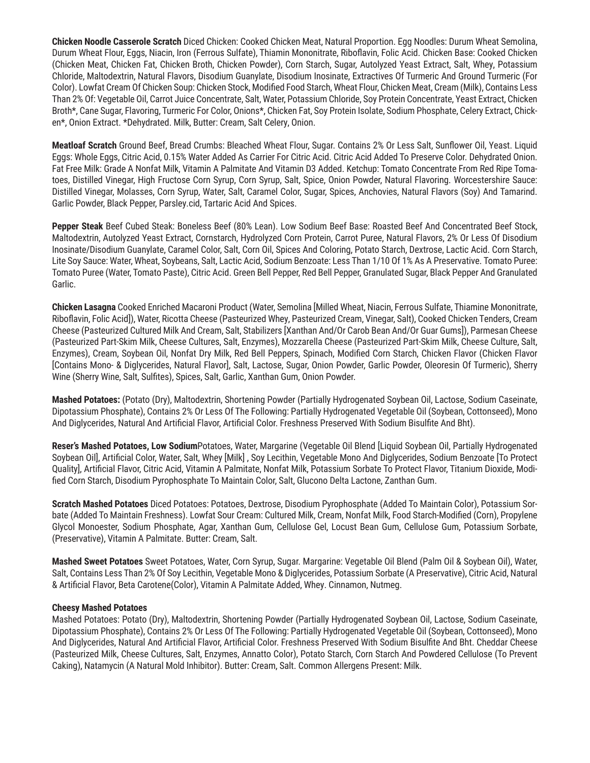**Chicken Noodle Casserole Scratch** Diced Chicken: Cooked Chicken Meat, Natural Proportion. Egg Noodles: Durum Wheat Semolina, Durum Wheat Flour, Eggs, Niacin, Iron (Ferrous Sulfate), Thiamin Mononitrate, Riboflavin, Folic Acid. Chicken Base: Cooked Chicken (Chicken Meat, Chicken Fat, Chicken Broth, Chicken Powder), Corn Starch, Sugar, Autolyzed Yeast Extract, Salt, Whey, Potassium Chloride, Maltodextrin, Natural Flavors, Disodium Guanylate, Disodium Inosinate, Extractives Of Turmeric And Ground Turmeric (For Color). Lowfat Cream Of Chicken Soup: Chicken Stock, Modified Food Starch, Wheat Flour, Chicken Meat, Cream (Milk), Contains Less Than 2% Of: Vegetable Oil, Carrot Juice Concentrate, Salt, Water, Potassium Chloride, Soy Protein Concentrate, Yeast Extract, Chicken Broth*, Cane Sugar, Flavoring, Turmeric For Color, Onions*, Chicken Fat, Soy Protein Isolate, Sodium Phosphate, Celery Extract, Chicken*, Onion Extract. *Dehydrated. Milk, Butter: Cream, Salt Celery, Onion.

**Meatloaf Scratch** Ground Beef, Bread Crumbs: Bleached Wheat Flour, Sugar. Contains 2% Or Less Salt, Sunflower Oil, Yeast. Liquid Eggs: Whole Eggs, Citric Acid, 0.15% Water Added As Carrier For Citric Acid. Citric Acid Added To Preserve Color. Dehydrated Onion. Fat Free Milk: Grade A Nonfat Milk, Vitamin A Palmitate And Vitamin D3 Added. Ketchup: Tomato Concentrate From Red Ripe Tomatoes, Distilled Vinegar, High Fructose Corn Syrup, Corn Syrup, Salt, Spice, Onion Powder, Natural Flavoring. Worcestershire Sauce: Distilled Vinegar, Molasses, Corn Syrup, Water, Salt, Caramel Color, Sugar, Spices, Anchovies, Natural Flavors (Soy) And Tamarind. Garlic Powder, Black Pepper, Parsley.cid, Tartaric Acid And Spices.

**Pepper Steak** Beef Cubed Steak: Boneless Beef (80% Lean). Low Sodium Beef Base: Roasted Beef And Concentrated Beef Stock, Maltodextrin, Autolyzed Yeast Extract, Cornstarch, Hydrolyzed Corn Protein, Carrot Puree, Natural Flavors, 2% Or Less Of Disodium Inosinate/Disodium Guanylate, Caramel Color, Salt, Corn Oil, Spices And Coloring, Potato Starch, Dextrose, Lactic Acid. Corn Starch, Lite Soy Sauce: Water, Wheat, Soybeans, Salt, Lactic Acid, Sodium Benzoate: Less Than 1/10 Of 1% As A Preservative. Tomato Puree: Tomato Puree (Water, Tomato Paste), Citric Acid. Green Bell Pepper, Red Bell Pepper, Granulated Sugar, Black Pepper And Granulated Garlic.

**Chicken Lasagna** Cooked Enriched Macaroni Product (Water, Semolina [Milled Wheat, Niacin, Ferrous Sulfate, Thiamine Mononitrate, Riboflavin, Folic Acid]), Water, Ricotta Cheese (Pasteurized Whey, Pasteurized Cream, Vinegar, Salt), Cooked Chicken Tenders, Cream Cheese (Pasteurized Cultured Milk And Cream, Salt, Stabilizers [Xanthan And/Or Carob Bean And/Or Guar Gums]), Parmesan Cheese (Pasteurized Part-Skim Milk, Cheese Cultures, Salt, Enzymes), Mozzarella Cheese (Pasteurized Part-Skim Milk, Cheese Culture, Salt, Enzymes), Cream, Soybean Oil, Nonfat Dry Milk, Red Bell Peppers, Spinach, Modified Corn Starch, Chicken Flavor (Chicken Flavor [Contains Mono- & Diglycerides, Natural Flavor], Salt, Lactose, Sugar, Onion Powder, Garlic Powder, Oleoresin Of Turmeric), Sherry Wine (Sherry Wine, Salt, Sulfites), Spices, Salt, Garlic, Xanthan Gum, Onion Powder.

**Mashed Potatoes:** (Potato (Dry), Maltodextrin, Shortening Powder (Partially Hydrogenated Soybean Oil, Lactose, Sodium Caseinate, Dipotassium Phosphate), Contains 2% Or Less Of The Following: Partially Hydrogenated Vegetable Oil (Soybean, Cottonseed), Mono And Diglycerides, Natural And Artificial Flavor, Artificial Color. Freshness Preserved With Sodium Bisulfite And Bht).

**Reser's Mashed Potatoes, Low Sodium**Potatoes, Water, Margarine (Vegetable Oil Blend [Liquid Soybean Oil, Partially Hydrogenated Soybean Oil], Artificial Color, Water, Salt, Whey [Milk] , Soy Lecithin, Vegetable Mono And Diglycerides, Sodium Benzoate [To Protect Quality], Artificial Flavor, Citric Acid, Vitamin A Palmitate, Nonfat Milk, Potassium Sorbate To Protect Flavor, Titanium Dioxide, Modified Corn Starch, Disodium Pyrophosphate To Maintain Color, Salt, Glucono Delta Lactone, Zanthan Gum.

**Scratch Mashed Potatoes** Diced Potatoes: Potatoes, Dextrose, Disodium Pyrophosphate (Added To Maintain Color), Potassium Sorbate (Added To Maintain Freshness). Lowfat Sour Cream: Cultured Milk, Cream, Nonfat Milk, Food Starch-Modified (Corn), Propylene Glycol Monoester, Sodium Phosphate, Agar, Xanthan Gum, Cellulose Gel, Locust Bean Gum, Cellulose Gum, Potassium Sorbate, (Preservative), Vitamin A Palmitate. Butter: Cream, Salt.

**Mashed Sweet Potatoes** Sweet Potatoes, Water, Corn Syrup, Sugar. Margarine: Vegetable Oil Blend (Palm Oil & Soybean Oil), Water, Salt, Contains Less Than 2% Of Soy Lecithin, Vegetable Mono & Diglycerides, Potassium Sorbate (A Preservative), Citric Acid, Natural & Artificial Flavor, Beta Carotene(Color), Vitamin A Palmitate Added, Whey. Cinnamon, Nutmeg.

**Cheesy Mashed Potatoes**

Mashed Potatoes: Potato (Dry), Maltodextrin, Shortening Powder (Partially Hydrogenated Soybean Oil, Lactose, Sodium Caseinate, Dipotassium Phosphate), Contains 2% Or Less Of The Following: Partially Hydrogenated Vegetable Oil (Soybean, Cottonseed), Mono And Diglycerides, Natural And Artificial Flavor, Artificial Color. Freshness Preserved With Sodium Bisulfite And Bht. Cheddar Cheese (Pasteurized Milk, Cheese Cultures, Salt, Enzymes, Annatto Color), Potato Starch, Corn Starch And Powdered Cellulose (To Prevent Caking), Natamycin (A Natural Mold Inhibitor). Butter: Cream, Salt. Common Allergens Present: Milk.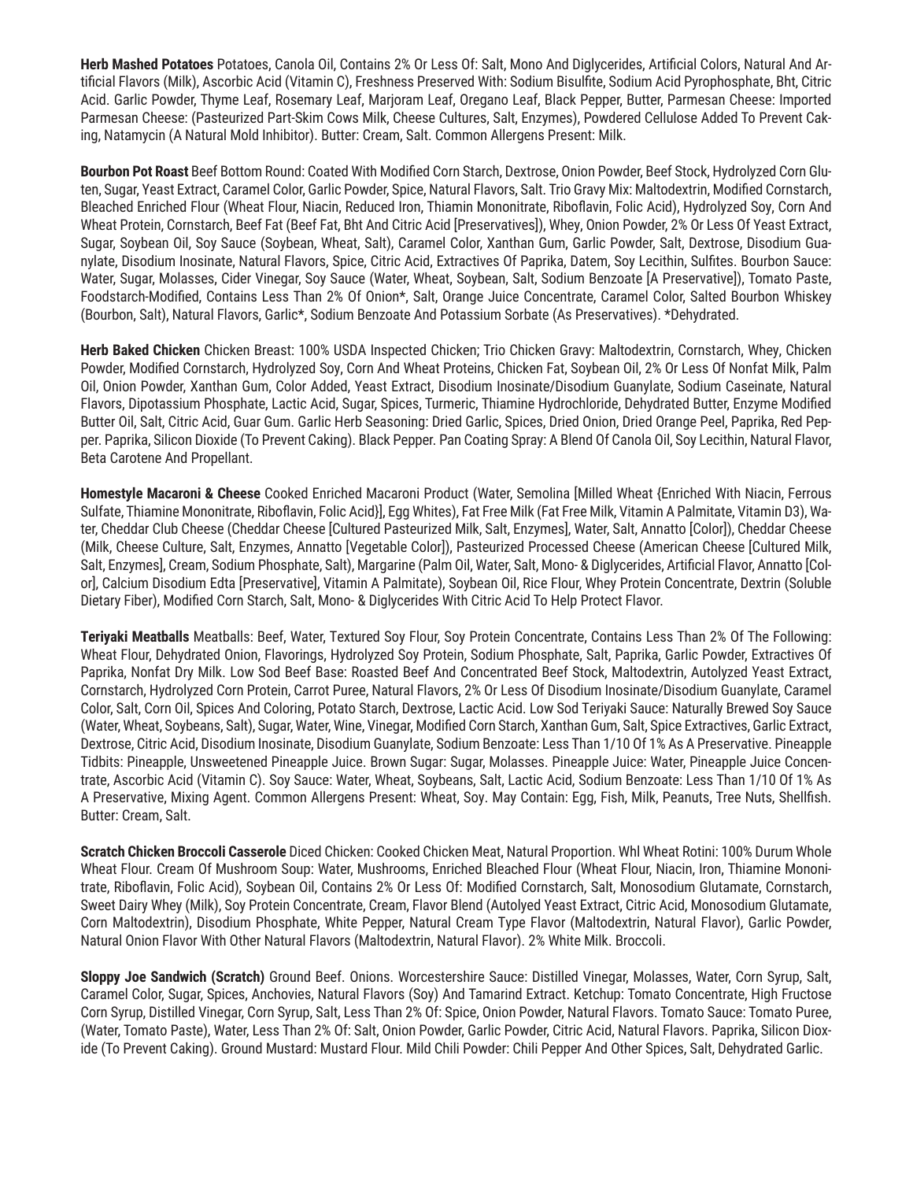**Herb Mashed Potatoes** Potatoes, Canola Oil, Contains 2% Or Less Of: Salt, Mono And Diglycerides, Artificial Colors, Natural And Artificial Flavors (Milk), Ascorbic Acid (Vitamin C), Freshness Preserved With: Sodium Bisulfite, Sodium Acid Pyrophosphate, Bht, Citric Acid. Garlic Powder, Thyme Leaf, Rosemary Leaf, Marjoram Leaf, Oregano Leaf, Black Pepper, Butter, Parmesan Cheese: Imported Parmesan Cheese: (Pasteurized Part-Skim Cows Milk, Cheese Cultures, Salt, Enzymes), Powdered Cellulose Added To Prevent Caking, Natamycin (A Natural Mold Inhibitor). Butter: Cream, Salt. Common Allergens Present: Milk.

**Bourbon Pot Roast** Beef Bottom Round: Coated With Modified Corn Starch, Dextrose, Onion Powder, Beef Stock, Hydrolyzed Corn Gluten, Sugar, Yeast Extract, Caramel Color, Garlic Powder, Spice, Natural Flavors, Salt. Trio Gravy Mix: Maltodextrin, Modified Cornstarch, Bleached Enriched Flour (Wheat Flour, Niacin, Reduced Iron, Thiamin Mononitrate, Riboflavin, Folic Acid), Hydrolyzed Soy, Corn And Wheat Protein, Cornstarch, Beef Fat (Beef Fat, Bht And Citric Acid [Preservatives]), Whey, Onion Powder, 2% Or Less Of Yeast Extract, Sugar, Soybean Oil, Soy Sauce (Soybean, Wheat, Salt), Caramel Color, Xanthan Gum, Garlic Powder, Salt, Dextrose, Disodium Guanylate, Disodium Inosinate, Natural Flavors, Spice, Citric Acid, Extractives Of Paprika, Datem, Soy Lecithin, Sulfites. Bourbon Sauce: Water, Sugar, Molasses, Cider Vinegar, Soy Sauce (Water, Wheat, Soybean, Salt, Sodium Benzoate [A Preservative]), Tomato Paste, Foodstarch-Modified, Contains Less Than 2% Of Onion*, Salt, Orange Juice Concentrate, Caramel Color, Salted Bourbon Whiskey (Bourbon, Salt), Natural Flavors, Garlic*, Sodium Benzoate And Potassium Sorbate (As Preservatives). *Dehydrated.

**Herb Baked Chicken** Chicken Breast: 100% USDA Inspected Chicken; Trio Chicken Gravy: Maltodextrin, Cornstarch, Whey, Chicken Powder, Modified Cornstarch, Hydrolyzed Soy, Corn And Wheat Proteins, Chicken Fat, Soybean Oil, 2% Or Less Of Nonfat Milk, Palm Oil, Onion Powder, Xanthan Gum, Color Added, Yeast Extract, Disodium Inosinate/Disodium Guanylate, Sodium Caseinate, Natural Flavors, Dipotassium Phosphate, Lactic Acid, Sugar, Spices, Turmeric, Thiamine Hydrochloride, Dehydrated Butter, Enzyme Modified Butter Oil, Salt, Citric Acid, Guar Gum. Garlic Herb Seasoning: Dried Garlic, Spices, Dried Onion, Dried Orange Peel, Paprika, Red Pepper. Paprika, Silicon Dioxide (To Prevent Caking). Black Pepper. Pan Coating Spray: A Blend Of Canola Oil, Soy Lecithin, Natural Flavor, Beta Carotene And Propellant.

**Homestyle Macaroni & Cheese** Cooked Enriched Macaroni Product (Water, Semolina [Milled Wheat {Enriched With Niacin, Ferrous Sulfate, Thiamine Mononitrate, Riboflavin, Folic Acid}], Egg Whites), Fat Free Milk (Fat Free Milk, Vitamin A Palmitate, Vitamin D3), Water, Cheddar Club Cheese (Cheddar Cheese [Cultured Pasteurized Milk, Salt, Enzymes], Water, Salt, Annatto [Color]), Cheddar Cheese (Milk, Cheese Culture, Salt, Enzymes, Annatto [Vegetable Color]), Pasteurized Processed Cheese (American Cheese [Cultured Milk, Salt, Enzymes], Cream, Sodium Phosphate, Salt), Margarine (Palm Oil, Water, Salt, Mono- & Diglycerides, Artificial Flavor, Annatto [Color], Calcium Disodium Edta [Preservative], Vitamin A Palmitate), Soybean Oil, Rice Flour, Whey Protein Concentrate, Dextrin (Soluble Dietary Fiber), Modified Corn Starch, Salt, Mono- & Diglycerides With Citric Acid To Help Protect Flavor.

**Teriyaki Meatballs** Meatballs: Beef, Water, Textured Soy Flour, Soy Protein Concentrate, Contains Less Than 2% Of The Following: Wheat Flour, Dehydrated Onion, Flavorings, Hydrolyzed Soy Protein, Sodium Phosphate, Salt, Paprika, Garlic Powder, Extractives Of Paprika, Nonfat Dry Milk. Low Sod Beef Base: Roasted Beef And Concentrated Beef Stock, Maltodextrin, Autolyzed Yeast Extract, Cornstarch, Hydrolyzed Corn Protein, Carrot Puree, Natural Flavors, 2% Or Less Of Disodium Inosinate/Disodium Guanylate, Caramel Color, Salt, Corn Oil, Spices And Coloring, Potato Starch, Dextrose, Lactic Acid. Low Sod Teriyaki Sauce: Naturally Brewed Soy Sauce (Water, Wheat, Soybeans, Salt), Sugar, Water, Wine, Vinegar, Modified Corn Starch, Xanthan Gum, Salt, Spice Extractives, Garlic Extract, Dextrose, Citric Acid, Disodium Inosinate, Disodium Guanylate, Sodium Benzoate: Less Than 1/10 Of 1% As A Preservative. Pineapple Tidbits: Pineapple, Unsweetened Pineapple Juice. Brown Sugar: Sugar, Molasses. Pineapple Juice: Water, Pineapple Juice Concentrate, Ascorbic Acid (Vitamin C). Soy Sauce: Water, Wheat, Soybeans, Salt, Lactic Acid, Sodium Benzoate: Less Than 1/10 Of 1% As A Preservative, Mixing Agent. Common Allergens Present: Wheat, Soy. May Contain: Egg, Fish, Milk, Peanuts, Tree Nuts, Shellfish. Butter: Cream, Salt.

**Scratch Chicken Broccoli Casserole** Diced Chicken: Cooked Chicken Meat, Natural Proportion. Whl Wheat Rotini: 100% Durum Whole Wheat Flour. Cream Of Mushroom Soup: Water, Mushrooms, Enriched Bleached Flour (Wheat Flour, Niacin, Iron, Thiamine Mononitrate, Riboflavin, Folic Acid), Soybean Oil, Contains 2% Or Less Of: Modified Cornstarch, Salt, Monosodium Glutamate, Cornstarch, Sweet Dairy Whey (Milk), Soy Protein Concentrate, Cream, Flavor Blend (Autolyed Yeast Extract, Citric Acid, Monosodium Glutamate, Corn Maltodextrin), Disodium Phosphate, White Pepper, Natural Cream Type Flavor (Maltodextrin, Natural Flavor), Garlic Powder, Natural Onion Flavor With Other Natural Flavors (Maltodextrin, Natural Flavor). 2% White Milk. Broccoli.

**Sloppy Joe Sandwich (Scratch)** Ground Beef. Onions. Worcestershire Sauce: Distilled Vinegar, Molasses, Water, Corn Syrup, Salt, Caramel Color, Sugar, Spices, Anchovies, Natural Flavors (Soy) And Tamarind Extract. Ketchup: Tomato Concentrate, High Fructose Corn Syrup, Distilled Vinegar, Corn Syrup, Salt, Less Than 2% Of: Spice, Onion Powder, Natural Flavors. Tomato Sauce: Tomato Puree, (Water, Tomato Paste), Water, Less Than 2% Of: Salt, Onion Powder, Garlic Powder, Citric Acid, Natural Flavors. Paprika, Silicon Dioxide (To Prevent Caking). Ground Mustard: Mustard Flour. Mild Chili Powder: Chili Pepper And Other Spices, Salt, Dehydrated Garlic.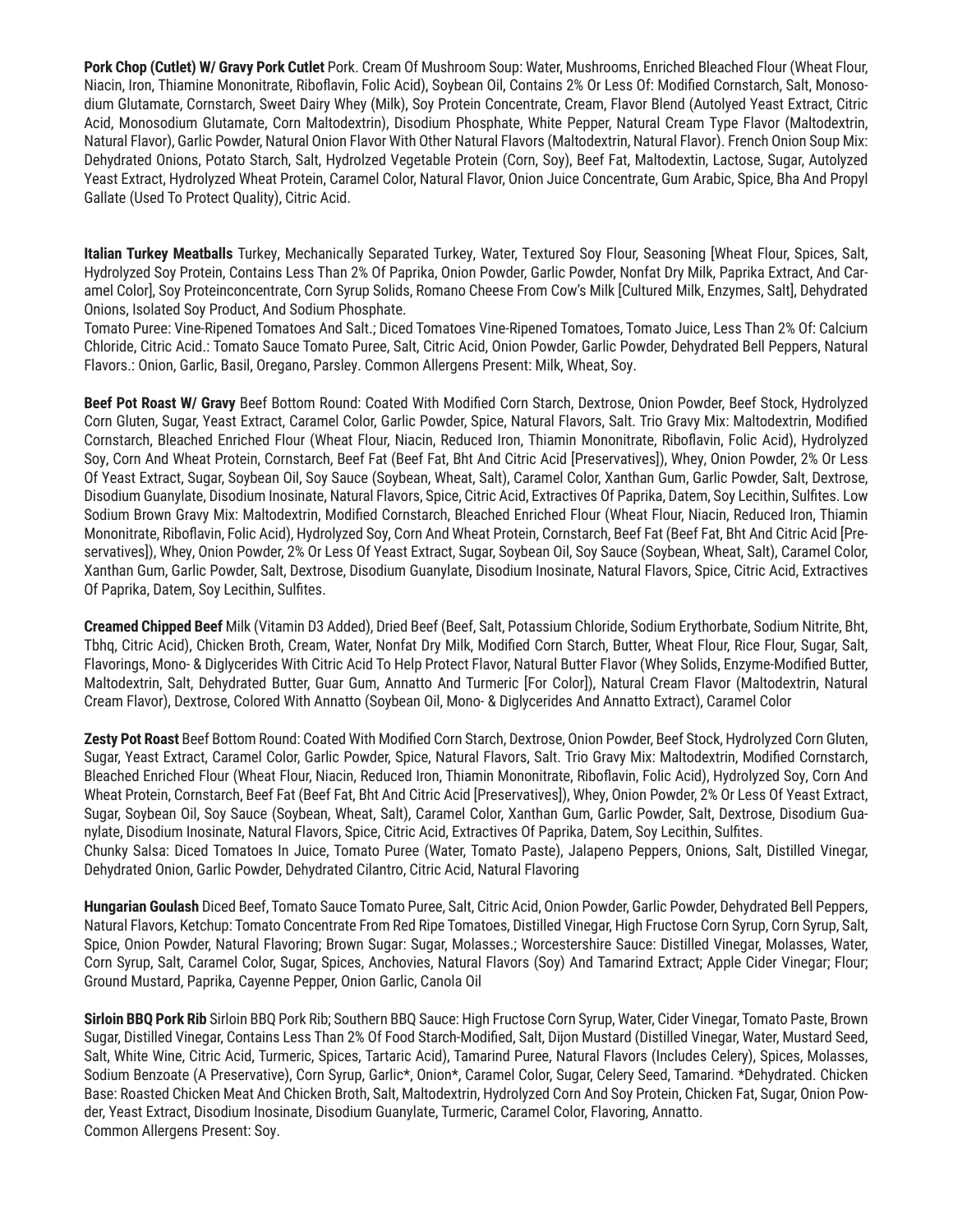**Pork Chop (Cutlet) W/ Gravy Pork Cutlet** Pork. Cream Of Mushroom Soup: Water, Mushrooms, Enriched Bleached Flour (Wheat Flour, Niacin, Iron, Thiamine Mononitrate, Riboflavin, Folic Acid), Soybean Oil, Contains 2% Or Less Of: Modified Cornstarch, Salt, Monosodium Glutamate, Cornstarch, Sweet Dairy Whey (Milk), Soy Protein Concentrate, Cream, Flavor Blend (Autolyed Yeast Extract, Citric Acid, Monosodium Glutamate, Corn Maltodextrin), Disodium Phosphate, White Pepper, Natural Cream Type Flavor (Maltodextrin, Natural Flavor), Garlic Powder, Natural Onion Flavor With Other Natural Flavors (Maltodextrin, Natural Flavor). French Onion Soup Mix: Dehydrated Onions, Potato Starch, Salt, Hydrolzed Vegetable Protein (Corn, Soy), Beef Fat, Maltodextin, Lactose, Sugar, Autolyzed Yeast Extract, Hydrolyzed Wheat Protein, Caramel Color, Natural Flavor, Onion Juice Concentrate, Gum Arabic, Spice, Bha And Propyl Gallate (Used To Protect Quality), Citric Acid.

**Italian Turkey Meatballs** Turkey, Mechanically Separated Turkey, Water, Textured Soy Flour, Seasoning [Wheat Flour, Spices, Salt, Hydrolyzed Soy Protein, Contains Less Than 2% Of Paprika, Onion Powder, Garlic Powder, Nonfat Dry Milk, Paprika Extract, And Caramel Color], Soy Proteinconcentrate, Corn Syrup Solids, Romano Cheese From Cow's Milk [Cultured Milk, Enzymes, Salt], Dehydrated Onions, Isolated Soy Product, And Sodium Phosphate.
Tomato Puree: Vine-Ripened Tomatoes And Salt.; Diced Tomatoes Vine-Ripened Tomatoes, Tomato Juice, Less Than 2% Of: Calcium Chloride, Citric Acid.: Tomato Sauce Tomato Puree, Salt, Citric Acid, Onion Powder, Garlic Powder, Dehydrated Bell Peppers, Natural Flavors.: Onion, Garlic, Basil, Oregano, Parsley. Common Allergens Present: Milk, Wheat, Soy.

**Beef Pot Roast W/ Gravy** Beef Bottom Round: Coated With Modified Corn Starch, Dextrose, Onion Powder, Beef Stock, Hydrolyzed Corn Gluten, Sugar, Yeast Extract, Caramel Color, Garlic Powder, Spice, Natural Flavors, Salt. Trio Gravy Mix: Maltodextrin, Modified Cornstarch, Bleached Enriched Flour (Wheat Flour, Niacin, Reduced Iron, Thiamin Mononitrate, Riboflavin, Folic Acid), Hydrolyzed Soy, Corn And Wheat Protein, Cornstarch, Beef Fat (Beef Fat, Bht And Citric Acid [Preservatives]), Whey, Onion Powder, 2% Or Less Of Yeast Extract, Sugar, Soybean Oil, Soy Sauce (Soybean, Wheat, Salt), Caramel Color, Xanthan Gum, Garlic Powder, Salt, Dextrose, Disodium Guanylate, Disodium Inosinate, Natural Flavors, Spice, Citric Acid, Extractives Of Paprika, Datem, Soy Lecithin, Sulfites. Low Sodium Brown Gravy Mix: Maltodextrin, Modified Cornstarch, Bleached Enriched Flour (Wheat Flour, Niacin, Reduced Iron, Thiamin Mononitrate, Riboflavin, Folic Acid), Hydrolyzed Soy, Corn And Wheat Protein, Cornstarch, Beef Fat (Beef Fat, Bht And Citric Acid [Preservatives]), Whey, Onion Powder, 2% Or Less Of Yeast Extract, Sugar, Soybean Oil, Soy Sauce (Soybean, Wheat, Salt), Caramel Color, Xanthan Gum, Garlic Powder, Salt, Dextrose, Disodium Guanylate, Disodium Inosinate, Natural Flavors, Spice, Citric Acid, Extractives Of Paprika, Datem, Soy Lecithin, Sulfites.

**Creamed Chipped Beef** Milk (Vitamin D3 Added), Dried Beef (Beef, Salt, Potassium Chloride, Sodium Erythorbate, Sodium Nitrite, Bht, Tbhq, Citric Acid), Chicken Broth, Cream, Water, Nonfat Dry Milk, Modified Corn Starch, Butter, Wheat Flour, Rice Flour, Sugar, Salt, Flavorings, Mono- & Diglycerides With Citric Acid To Help Protect Flavor, Natural Butter Flavor (Whey Solids, Enzyme-Modified Butter, Maltodextrin, Salt, Dehydrated Butter, Guar Gum, Annatto And Turmeric [For Color]), Natural Cream Flavor (Maltodextrin, Natural Cream Flavor), Dextrose, Colored With Annatto (Soybean Oil, Mono- & Diglycerides And Annatto Extract), Caramel Color

**Zesty Pot Roast** Beef Bottom Round: Coated With Modified Corn Starch, Dextrose, Onion Powder, Beef Stock, Hydrolyzed Corn Gluten, Sugar, Yeast Extract, Caramel Color, Garlic Powder, Spice, Natural Flavors, Salt. Trio Gravy Mix: Maltodextrin, Modified Cornstarch, Bleached Enriched Flour (Wheat Flour, Niacin, Reduced Iron, Thiamin Mononitrate, Riboflavin, Folic Acid), Hydrolyzed Soy, Corn And Wheat Protein, Cornstarch, Beef Fat (Beef Fat, Bht And Citric Acid [Preservatives]), Whey, Onion Powder, 2% Or Less Of Yeast Extract, Sugar, Soybean Oil, Soy Sauce (Soybean, Wheat, Salt), Caramel Color, Xanthan Gum, Garlic Powder, Salt, Dextrose, Disodium Guanylate, Disodium Inosinate, Natural Flavors, Spice, Citric Acid, Extractives Of Paprika, Datem, Soy Lecithin, Sulfites.
Chunky Salsa: Diced Tomatoes In Juice, Tomato Puree (Water, Tomato Paste), Jalapeno Peppers, Onions, Salt, Distilled Vinegar, Dehydrated Onion, Garlic Powder, Dehydrated Cilantro, Citric Acid, Natural Flavoring

**Hungarian Goulash** Diced Beef, Tomato Sauce Tomato Puree, Salt, Citric Acid, Onion Powder, Garlic Powder, Dehydrated Bell Peppers, Natural Flavors, Ketchup: Tomato Concentrate From Red Ripe Tomatoes, Distilled Vinegar, High Fructose Corn Syrup, Corn Syrup, Salt, Spice, Onion Powder, Natural Flavoring; Brown Sugar: Sugar, Molasses.; Worcestershire Sauce: Distilled Vinegar, Molasses, Water, Corn Syrup, Salt, Caramel Color, Sugar, Spices, Anchovies, Natural Flavors (Soy) And Tamarind Extract; Apple Cider Vinegar; Flour; Ground Mustard, Paprika, Cayenne Pepper, Onion Garlic, Canola Oil

**Sirloin BBQ Pork Rib** Sirloin BBQ Pork Rib; Southern BBQ Sauce: High Fructose Corn Syrup, Water, Cider Vinegar, Tomato Paste, Brown Sugar, Distilled Vinegar, Contains Less Than 2% Of Food Starch-Modified, Salt, Dijon Mustard (Distilled Vinegar, Water, Mustard Seed, Salt, White Wine, Citric Acid, Turmeric, Spices, Tartaric Acid), Tamarind Puree, Natural Flavors (Includes Celery), Spices, Molasses, Sodium Benzoate (A Preservative), Corn Syrup, Garlic*, Onion*, Caramel Color, Sugar, Celery Seed, Tamarind. *Dehydrated. Chicken Base: Roasted Chicken Meat And Chicken Broth, Salt, Maltodextrin, Hydrolyzed Corn And Soy Protein, Chicken Fat, Sugar, Onion Powder, Yeast Extract, Disodium Inosinate, Disodium Guanylate, Turmeric, Caramel Color, Flavoring, Annatto.
Common Allergens Present: Soy.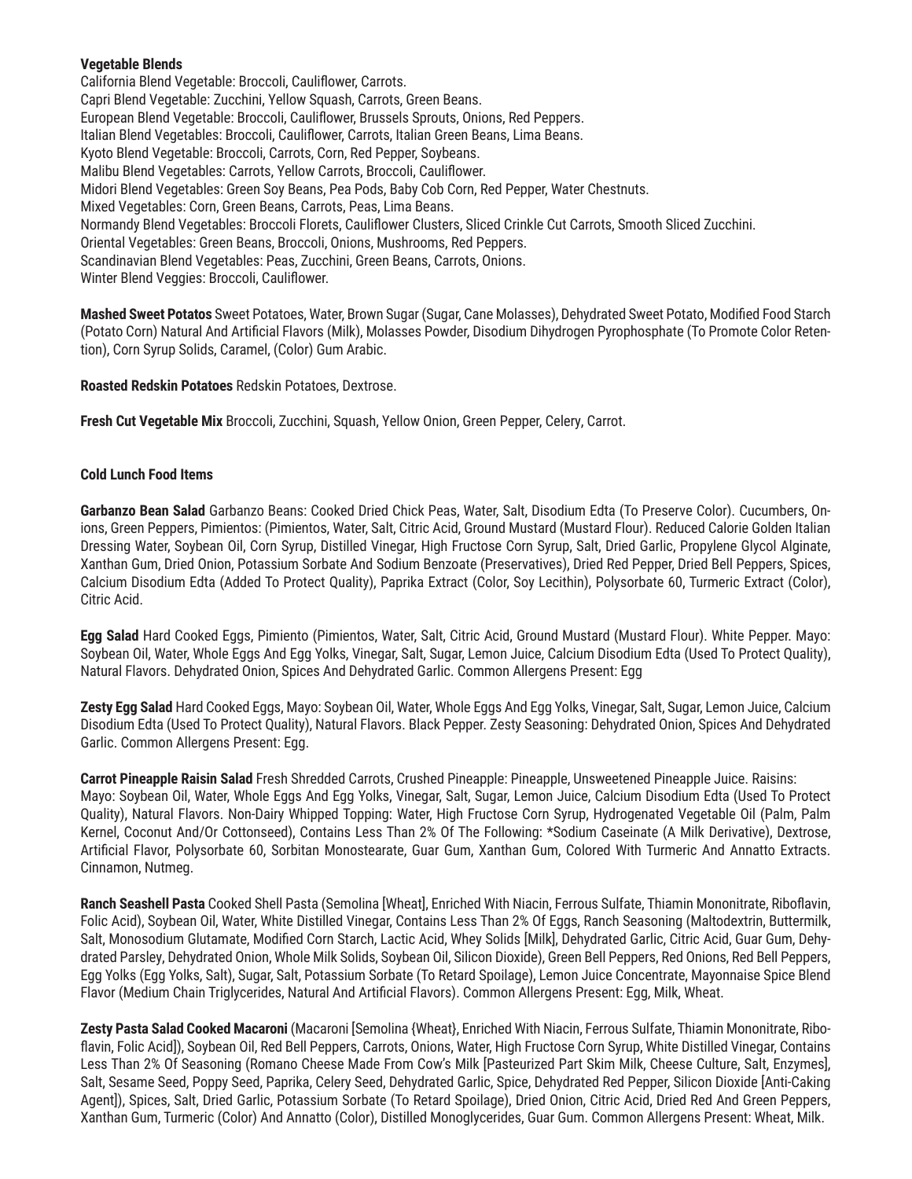**Vegetable Blends**

California Blend Vegetable: Broccoli, Cauliflower, Carrots.
Capri Blend Vegetable: Zucchini, Yellow Squash, Carrots, Green Beans.
European Blend Vegetable: Broccoli, Cauliflower, Brussels Sprouts, Onions, Red Peppers.
Italian Blend Vegetables: Broccoli, Cauliflower, Carrots, Italian Green Beans, Lima Beans.
Kyoto Blend Vegetable: Broccoli, Carrots, Corn, Red Pepper, Soybeans.
Malibu Blend Vegetables: Carrots, Yellow Carrots, Broccoli, Cauliflower.
Midori Blend Vegetables: Green Soy Beans, Pea Pods, Baby Cob Corn, Red Pepper, Water Chestnuts.
Mixed Vegetables: Corn, Green Beans, Carrots, Peas, Lima Beans.
Normandy Blend Vegetables: Broccoli Florets, Cauliflower Clusters, Sliced Crinkle Cut Carrots, Smooth Sliced Zucchini.
Oriental Vegetables: Green Beans, Broccoli, Onions, Mushrooms, Red Peppers.
Scandinavian Blend Vegetables: Peas, Zucchini, Green Beans, Carrots, Onions.
Winter Blend Veggies: Broccoli, Cauliflower.

**Mashed Sweet Potatos** Sweet Potatoes, Water, Brown Sugar (Sugar, Cane Molasses), Dehydrated Sweet Potato, Modified Food Starch (Potato Corn) Natural And Artificial Flavors (Milk), Molasses Powder, Disodium Dihydrogen Pyrophosphate (To Promote Color Retention), Corn Syrup Solids, Caramel, (Color) Gum Arabic.

**Roasted Redskin Potatoes** Redskin Potatoes, Dextrose.

**Fresh Cut Vegetable Mix** Broccoli, Zucchini, Squash, Yellow Onion, Green Pepper, Celery, Carrot.

**Cold Lunch Food Items**

**Garbanzo Bean Salad** Garbanzo Beans: Cooked Dried Chick Peas, Water, Salt, Disodium Edta (To Preserve Color). Cucumbers, Onions, Green Peppers, Pimientos: (Pimientos, Water, Salt, Citric Acid, Ground Mustard (Mustard Flour). Reduced Calorie Golden Italian Dressing Water, Soybean Oil, Corn Syrup, Distilled Vinegar, High Fructose Corn Syrup, Salt, Dried Garlic, Propylene Glycol Alginate, Xanthan Gum, Dried Onion, Potassium Sorbate And Sodium Benzoate (Preservatives), Dried Red Pepper, Dried Bell Peppers, Spices, Calcium Disodium Edta (Added To Protect Quality), Paprika Extract (Color, Soy Lecithin), Polysorbate 60, Turmeric Extract (Color), Citric Acid.

**Egg Salad** Hard Cooked Eggs, Pimiento (Pimientos, Water, Salt, Citric Acid, Ground Mustard (Mustard Flour). White Pepper. Mayo: Soybean Oil, Water, Whole Eggs And Egg Yolks, Vinegar, Salt, Sugar, Lemon Juice, Calcium Disodium Edta (Used To Protect Quality), Natural Flavors. Dehydrated Onion, Spices And Dehydrated Garlic. Common Allergens Present: Egg

**Zesty Egg Salad** Hard Cooked Eggs, Mayo: Soybean Oil, Water, Whole Eggs And Egg Yolks, Vinegar, Salt, Sugar, Lemon Juice, Calcium Disodium Edta (Used To Protect Quality), Natural Flavors. Black Pepper. Zesty Seasoning: Dehydrated Onion, Spices And Dehydrated Garlic. Common Allergens Present: Egg.

**Carrot Pineapple Raisin Salad** Fresh Shredded Carrots, Crushed Pineapple: Pineapple, Unsweetened Pineapple Juice. Raisins: Mayo: Soybean Oil, Water, Whole Eggs And Egg Yolks, Vinegar, Salt, Sugar, Lemon Juice, Calcium Disodium Edta (Used To Protect Quality), Natural Flavors. Non-Dairy Whipped Topping: Water, High Fructose Corn Syrup, Hydrogenated Vegetable Oil (Palm, Palm Kernel, Coconut And/Or Cottonseed), Contains Less Than 2% Of The Following: *Sodium Caseinate (A Milk Derivative), Dextrose, Artificial Flavor, Polysorbate 60, Sorbitan Monostearate, Guar Gum, Xanthan Gum, Colored With Turmeric And Annatto Extracts. Cinnamon, Nutmeg.

**Ranch Seashell Pasta** Cooked Shell Pasta (Semolina [Wheat], Enriched With Niacin, Ferrous Sulfate, Thiamin Mononitrate, Riboflavin, Folic Acid), Soybean Oil, Water, White Distilled Vinegar, Contains Less Than 2% Of Eggs, Ranch Seasoning (Maltodextrin, Buttermilk, Salt, Monosodium Glutamate, Modified Corn Starch, Lactic Acid, Whey Solids [Milk], Dehydrated Garlic, Citric Acid, Guar Gum, Dehydrated Parsley, Dehydrated Onion, Whole Milk Solids, Soybean Oil, Silicon Dioxide), Green Bell Peppers, Red Onions, Red Bell Peppers, Egg Yolks (Egg Yolks, Salt), Sugar, Salt, Potassium Sorbate (To Retard Spoilage), Lemon Juice Concentrate, Mayonnaise Spice Blend Flavor (Medium Chain Triglycerides, Natural And Artificial Flavors). Common Allergens Present: Egg, Milk, Wheat.

**Zesty Pasta Salad Cooked Macaroni** (Macaroni [Semolina {Wheat}, Enriched With Niacin, Ferrous Sulfate, Thiamin Mononitrate, Riboflavin, Folic Acid]), Soybean Oil, Red Bell Peppers, Carrots, Onions, Water, High Fructose Corn Syrup, White Distilled Vinegar, Contains Less Than 2% Of Seasoning (Romano Cheese Made From Cow's Milk [Pasteurized Part Skim Milk, Cheese Culture, Salt, Enzymes], Salt, Sesame Seed, Poppy Seed, Paprika, Celery Seed, Dehydrated Garlic, Spice, Dehydrated Red Pepper, Silicon Dioxide [Anti-Caking Agent]), Spices, Salt, Dried Garlic, Potassium Sorbate (To Retard Spoilage), Dried Onion, Citric Acid, Dried Red And Green Peppers, Xanthan Gum, Turmeric (Color) And Annatto (Color), Distilled Monoglycerides, Guar Gum. Common Allergens Present: Wheat, Milk.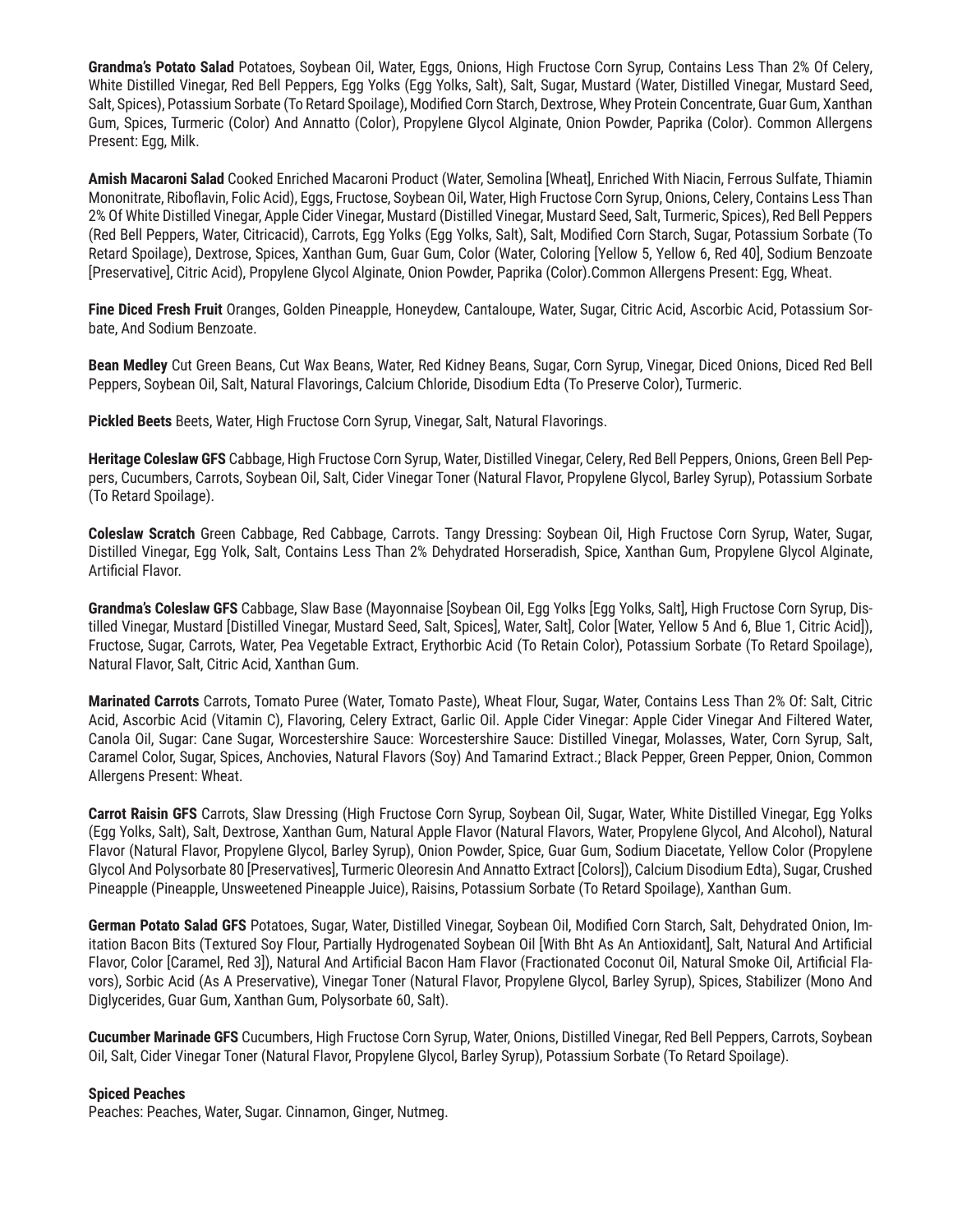**Grandma's Potato Salad** Potatoes, Soybean Oil, Water, Eggs, Onions, High Fructose Corn Syrup, Contains Less Than 2% Of Celery, White Distilled Vinegar, Red Bell Peppers, Egg Yolks (Egg Yolks, Salt), Salt, Sugar, Mustard (Water, Distilled Vinegar, Mustard Seed, Salt, Spices), Potassium Sorbate (To Retard Spoilage), Modified Corn Starch, Dextrose, Whey Protein Concentrate, Guar Gum, Xanthan Gum, Spices, Turmeric (Color) And Annatto (Color), Propylene Glycol Alginate, Onion Powder, Paprika (Color). Common Allergens Present: Egg, Milk.

**Amish Macaroni Salad** Cooked Enriched Macaroni Product (Water, Semolina [Wheat], Enriched With Niacin, Ferrous Sulfate, Thiamin Mononitrate, Riboflavin, Folic Acid), Eggs, Fructose, Soybean Oil, Water, High Fructose Corn Syrup, Onions, Celery, Contains Less Than 2% Of White Distilled Vinegar, Apple Cider Vinegar, Mustard (Distilled Vinegar, Mustard Seed, Salt, Turmeric, Spices), Red Bell Peppers (Red Bell Peppers, Water, Citricacid), Carrots, Egg Yolks (Egg Yolks, Salt), Salt, Modified Corn Starch, Sugar, Potassium Sorbate (To Retard Spoilage), Dextrose, Spices, Xanthan Gum, Guar Gum, Color (Water, Coloring [Yellow 5, Yellow 6, Red 40], Sodium Benzoate [Preservative], Citric Acid), Propylene Glycol Alginate, Onion Powder, Paprika (Color).Common Allergens Present: Egg, Wheat.

**Fine Diced Fresh Fruit** Oranges, Golden Pineapple, Honeydew, Cantaloupe, Water, Sugar, Citric Acid, Ascorbic Acid, Potassium Sorbate, And Sodium Benzoate.

**Bean Medley** Cut Green Beans, Cut Wax Beans, Water, Red Kidney Beans, Sugar, Corn Syrup, Vinegar, Diced Onions, Diced Red Bell Peppers, Soybean Oil, Salt, Natural Flavorings, Calcium Chloride, Disodium Edta (To Preserve Color), Turmeric.

**Pickled Beets** Beets, Water, High Fructose Corn Syrup, Vinegar, Salt, Natural Flavorings.

**Heritage Coleslaw GFS** Cabbage, High Fructose Corn Syrup, Water, Distilled Vinegar, Celery, Red Bell Peppers, Onions, Green Bell Peppers, Cucumbers, Carrots, Soybean Oil, Salt, Cider Vinegar Toner (Natural Flavor, Propylene Glycol, Barley Syrup), Potassium Sorbate (To Retard Spoilage).

**Coleslaw Scratch** Green Cabbage, Red Cabbage, Carrots. Tangy Dressing: Soybean Oil, High Fructose Corn Syrup, Water, Sugar, Distilled Vinegar, Egg Yolk, Salt, Contains Less Than 2% Dehydrated Horseradish, Spice, Xanthan Gum, Propylene Glycol Alginate, Artificial Flavor.

**Grandma's Coleslaw GFS** Cabbage, Slaw Base (Mayonnaise [Soybean Oil, Egg Yolks [Egg Yolks, Salt], High Fructose Corn Syrup, Distilled Vinegar, Mustard [Distilled Vinegar, Mustard Seed, Salt, Spices], Water, Salt], Color [Water, Yellow 5 And 6, Blue 1, Citric Acid]), Fructose, Sugar, Carrots, Water, Pea Vegetable Extract, Erythorbic Acid (To Retain Color), Potassium Sorbate (To Retard Spoilage), Natural Flavor, Salt, Citric Acid, Xanthan Gum.

**Marinated Carrots** Carrots, Tomato Puree (Water, Tomato Paste), Wheat Flour, Sugar, Water, Contains Less Than 2% Of: Salt, Citric Acid, Ascorbic Acid (Vitamin C), Flavoring, Celery Extract, Garlic Oil. Apple Cider Vinegar: Apple Cider Vinegar And Filtered Water, Canola Oil, Sugar: Cane Sugar, Worcestershire Sauce: Worcestershire Sauce: Distilled Vinegar, Molasses, Water, Corn Syrup, Salt, Caramel Color, Sugar, Spices, Anchovies, Natural Flavors (Soy) And Tamarind Extract.; Black Pepper, Green Pepper, Onion, Common Allergens Present: Wheat.

**Carrot Raisin GFS** Carrots, Slaw Dressing (High Fructose Corn Syrup, Soybean Oil, Sugar, Water, White Distilled Vinegar, Egg Yolks (Egg Yolks, Salt), Salt, Dextrose, Xanthan Gum, Natural Apple Flavor (Natural Flavors, Water, Propylene Glycol, And Alcohol), Natural Flavor (Natural Flavor, Propylene Glycol, Barley Syrup), Onion Powder, Spice, Guar Gum, Sodium Diacetate, Yellow Color (Propylene Glycol And Polysorbate 80 [Preservatives], Turmeric Oleoresin And Annatto Extract [Colors]), Calcium Disodium Edta), Sugar, Crushed Pineapple (Pineapple, Unsweetened Pineapple Juice), Raisins, Potassium Sorbate (To Retard Spoilage), Xanthan Gum.

**German Potato Salad GFS** Potatoes, Sugar, Water, Distilled Vinegar, Soybean Oil, Modified Corn Starch, Salt, Dehydrated Onion, Imitation Bacon Bits (Textured Soy Flour, Partially Hydrogenated Soybean Oil [With Bht As An Antioxidant], Salt, Natural And Artificial Flavor, Color [Caramel, Red 3]), Natural And Artificial Bacon Ham Flavor (Fractionated Coconut Oil, Natural Smoke Oil, Artificial Flavors), Sorbic Acid (As A Preservative), Vinegar Toner (Natural Flavor, Propylene Glycol, Barley Syrup), Spices, Stabilizer (Mono And Diglycerides, Guar Gum, Xanthan Gum, Polysorbate 60, Salt).

**Cucumber Marinade GFS** Cucumbers, High Fructose Corn Syrup, Water, Onions, Distilled Vinegar, Red Bell Peppers, Carrots, Soybean Oil, Salt, Cider Vinegar Toner (Natural Flavor, Propylene Glycol, Barley Syrup), Potassium Sorbate (To Retard Spoilage).

**Spiced Peaches**
Peaches: Peaches, Water, Sugar. Cinnamon, Ginger, Nutmeg.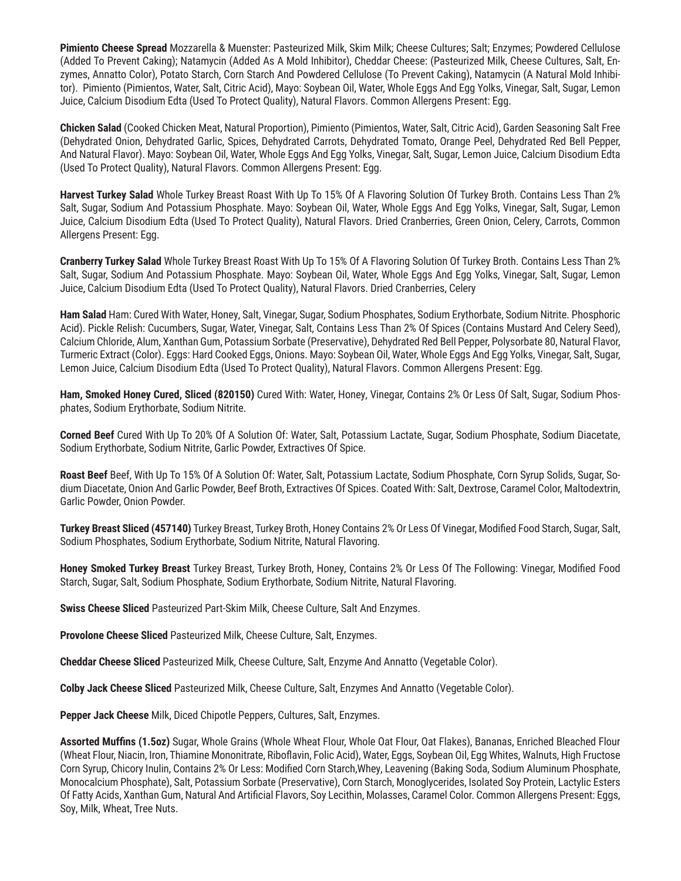**Pimiento Cheese Spread** Mozzarella & Muenster: Pasteurized Milk, Skim Milk; Cheese Cultures; Salt; Enzymes; Powdered Cellulose (Added To Prevent Caking); Natamycin (Added As A Mold Inhibitor), Cheddar Cheese: (Pasteurized Milk, Cheese Cultures, Salt, Enzymes, Annatto Color), Potato Starch, Corn Starch And Powdered Cellulose (To Prevent Caking), Natamycin (A Natural Mold Inhibitor). Pimiento (Pimientos, Water, Salt, Citric Acid), Mayo: Soybean Oil, Water, Whole Eggs And Egg Yolks, Vinegar, Salt, Sugar, Lemon Juice, Calcium Disodium Edta (Used To Protect Quality), Natural Flavors. Common Allergens Present: Egg.

**Chicken Salad** (Cooked Chicken Meat, Natural Proportion), Pimiento (Pimientos, Water, Salt, Citric Acid), Garden Seasoning Salt Free (Dehydrated Onion, Dehydrated Garlic, Spices, Dehydrated Carrots, Dehydrated Tomato, Orange Peel, Dehydrated Red Bell Pepper, And Natural Flavor). Mayo: Soybean Oil, Water, Whole Eggs And Egg Yolks, Vinegar, Salt, Sugar, Lemon Juice, Calcium Disodium Edta (Used To Protect Quality), Natural Flavors. Common Allergens Present: Egg.

**Harvest Turkey Salad** Whole Turkey Breast Roast With Up To 15% Of A Flavoring Solution Of Turkey Broth. Contains Less Than 2% Salt, Sugar, Sodium And Potassium Phosphate. Mayo: Soybean Oil, Water, Whole Eggs And Egg Yolks, Vinegar, Salt, Sugar, Lemon Juice, Calcium Disodium Edta (Used To Protect Quality), Natural Flavors. Dried Cranberries, Green Onion, Celery, Carrots, Common Allergens Present: Egg.

**Cranberry Turkey Salad** Whole Turkey Breast Roast With Up To 15% Of A Flavoring Solution Of Turkey Broth. Contains Less Than 2% Salt, Sugar, Sodium And Potassium Phosphate. Mayo: Soybean Oil, Water, Whole Eggs And Egg Yolks, Vinegar, Salt, Sugar, Lemon Juice, Calcium Disodium Edta (Used To Protect Quality), Natural Flavors. Dried Cranberries, Celery

**Ham Salad** Ham: Cured With Water, Honey, Salt, Vinegar, Sugar, Sodium Phosphates, Sodium Erythorbate, Sodium Nitrite. Phosphoric Acid). Pickle Relish: Cucumbers, Sugar, Water, Vinegar, Salt, Contains Less Than 2% Of Spices (Contains Mustard And Celery Seed), Calcium Chloride, Alum, Xanthan Gum, Potassium Sorbate (Preservative), Dehydrated Red Bell Pepper, Polysorbate 80, Natural Flavor, Turmeric Extract (Color). Eggs: Hard Cooked Eggs, Onions. Mayo: Soybean Oil, Water, Whole Eggs And Egg Yolks, Vinegar, Salt, Sugar, Lemon Juice, Calcium Disodium Edta (Used To Protect Quality), Natural Flavors. Common Allergens Present: Egg.

**Ham, Smoked Honey Cured, Sliced (820150)** Cured With: Water, Honey, Vinegar, Contains 2% Or Less Of Salt, Sugar, Sodium Phosphates, Sodium Erythorbate, Sodium Nitrite.

**Corned Beef** Cured With Up To 20% Of A Solution Of: Water, Salt, Potassium Lactate, Sugar, Sodium Phosphate, Sodium Diacetate, Sodium Erythorbate, Sodium Nitrite, Garlic Powder, Extractives Of Spice.

**Roast Beef** Beef, With Up To 15% Of A Solution Of: Water, Salt, Potassium Lactate, Sodium Phosphate, Corn Syrup Solids, Sugar, Sodium Diacetate, Onion And Garlic Powder, Beef Broth, Extractives Of Spices. Coated With: Salt, Dextrose, Caramel Color, Maltodextrin, Garlic Powder, Onion Powder.

**Turkey Breast Sliced (457140)** Turkey Breast, Turkey Broth, Honey Contains 2% Or Less Of Vinegar, Modified Food Starch, Sugar, Salt, Sodium Phosphates, Sodium Erythorbate, Sodium Nitrite, Natural Flavoring.

**Honey Smoked Turkey Breast** Turkey Breast, Turkey Broth, Honey, Contains 2% Or Less Of The Following: Vinegar, Modified Food Starch, Sugar, Salt, Sodium Phosphate, Sodium Erythorbate, Sodium Nitrite, Natural Flavoring.

**Swiss Cheese Sliced** Pasteurized Part-Skim Milk, Cheese Culture, Salt And Enzymes.

**Provolone Cheese Sliced** Pasteurized Milk, Cheese Culture, Salt, Enzymes.

**Cheddar Cheese Sliced** Pasteurized Milk, Cheese Culture, Salt, Enzyme And Annatto (Vegetable Color).

**Colby Jack Cheese Sliced** Pasteurized Milk, Cheese Culture, Salt, Enzymes And Annatto (Vegetable Color).

**Pepper Jack Cheese** Milk, Diced Chipotle Peppers, Cultures, Salt, Enzymes.

**Assorted Muffins (1.5oz)** Sugar, Whole Grains (Whole Wheat Flour, Whole Oat Flour, Oat Flakes), Bananas, Enriched Bleached Flour (Wheat Flour, Niacin, Iron, Thiamine Mononitrate, Riboflavin, Folic Acid), Water, Eggs, Soybean Oil, Egg Whites, Walnuts, High Fructose Corn Syrup, Chicory Inulin, Contains 2% Or Less: Modified Corn Starch,Whey, Leavening (Baking Soda, Sodium Aluminum Phosphate, Monocalcium Phosphate), Salt, Potassium Sorbate (Preservative), Corn Starch, Monoglycerides, Isolated Soy Protein, Lactylic Esters Of Fatty Acids, Xanthan Gum, Natural And Artificial Flavors, Soy Lecithin, Molasses, Caramel Color. Common Allergens Present: Eggs, Soy, Milk, Wheat, Tree Nuts.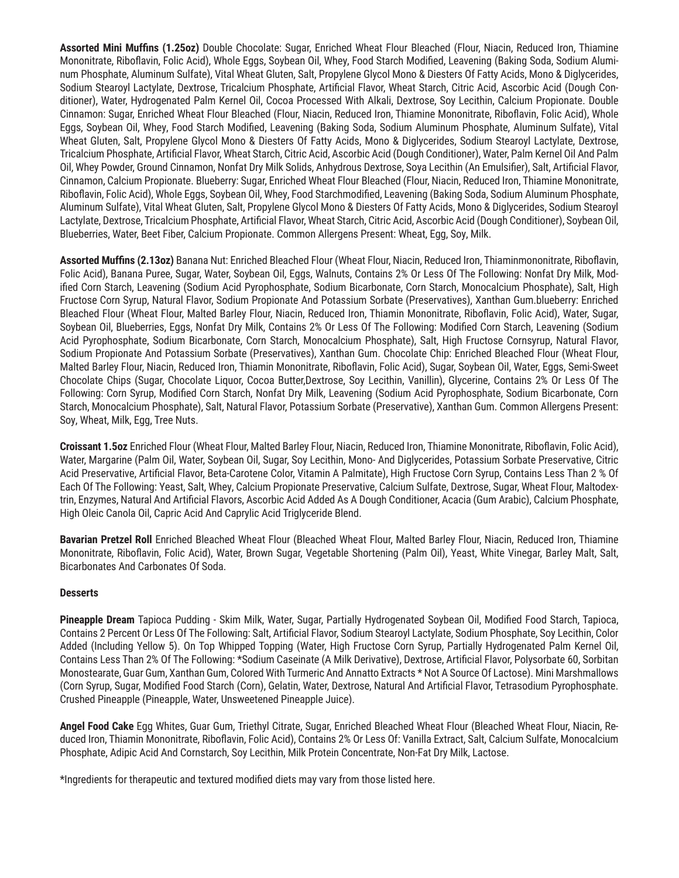**Assorted Mini Muffins (1.25oz)** Double Chocolate: Sugar, Enriched Wheat Flour Bleached (Flour, Niacin, Reduced Iron, Thiamine Mononitrate, Riboflavin, Folic Acid), Whole Eggs, Soybean Oil, Whey, Food Starch Modified, Leavening (Baking Soda, Sodium Aluminum Phosphate, Aluminum Sulfate), Vital Wheat Gluten, Salt, Propylene Glycol Mono & Diesters Of Fatty Acids, Mono & Diglycerides, Sodium Stearoyl Lactylate, Dextrose, Tricalcium Phosphate, Artificial Flavor, Wheat Starch, Citric Acid, Ascorbic Acid (Dough Conditioner), Water, Hydrogenated Palm Kernel Oil, Cocoa Processed With Alkali, Dextrose, Soy Lecithin, Calcium Propionate. Double Cinnamon: Sugar, Enriched Wheat Flour Bleached (Flour, Niacin, Reduced Iron, Thiamine Mononitrate, Riboflavin, Folic Acid), Whole Eggs, Soybean Oil, Whey, Food Starch Modified, Leavening (Baking Soda, Sodium Aluminum Phosphate, Aluminum Sulfate), Vital Wheat Gluten, Salt, Propylene Glycol Mono & Diesters Of Fatty Acids, Mono & Diglycerides, Sodium Stearoyl Lactylate, Dextrose, Tricalcium Phosphate, Artificial Flavor, Wheat Starch, Citric Acid, Ascorbic Acid (Dough Conditioner), Water, Palm Kernel Oil And Palm Oil, Whey Powder, Ground Cinnamon, Nonfat Dry Milk Solids, Anhydrous Dextrose, Soya Lecithin (An Emulsifier), Salt, Artificial Flavor, Cinnamon, Calcium Propionate. Blueberry: Sugar, Enriched Wheat Flour Bleached (Flour, Niacin, Reduced Iron, Thiamine Mononitrate, Riboflavin, Folic Acid), Whole Eggs, Soybean Oil, Whey, Food Starchmodified, Leavening (Baking Soda, Sodium Aluminum Phosphate, Aluminum Sulfate), Vital Wheat Gluten, Salt, Propylene Glycol Mono & Diesters Of Fatty Acids, Mono & Diglycerides, Sodium Stearoyl Lactylate, Dextrose, Tricalcium Phosphate, Artificial Flavor, Wheat Starch, Citric Acid, Ascorbic Acid (Dough Conditioner), Soybean Oil, Blueberries, Water, Beet Fiber, Calcium Propionate. Common Allergens Present: Wheat, Egg, Soy, Milk.

**Assorted Muffins (2.13oz)** Banana Nut: Enriched Bleached Flour (Wheat Flour, Niacin, Reduced Iron, Thiaminmononitrate, Riboflavin, Folic Acid), Banana Puree, Sugar, Water, Soybean Oil, Eggs, Walnuts, Contains 2% Or Less Of The Following: Nonfat Dry Milk, Modified Corn Starch, Leavening (Sodium Acid Pyrophosphate, Sodium Bicarbonate, Corn Starch, Monocalcium Phosphate), Salt, High Fructose Corn Syrup, Natural Flavor, Sodium Propionate And Potassium Sorbate (Preservatives), Xanthan Gum.blueberry: Enriched Bleached Flour (Wheat Flour, Malted Barley Flour, Niacin, Reduced Iron, Thiamin Mononitrate, Riboflavin, Folic Acid), Water, Sugar, Soybean Oil, Blueberries, Eggs, Nonfat Dry Milk, Contains 2% Or Less Of The Following: Modified Corn Starch, Leavening (Sodium Acid Pyrophosphate, Sodium Bicarbonate, Corn Starch, Monocalcium Phosphate), Salt, High Fructose Cornsyrup, Natural Flavor, Sodium Propionate And Potassium Sorbate (Preservatives), Xanthan Gum. Chocolate Chip: Enriched Bleached Flour (Wheat Flour, Malted Barley Flour, Niacin, Reduced Iron, Thiamin Mononitrate, Riboflavin, Folic Acid), Sugar, Soybean Oil, Water, Eggs, Semi-Sweet Chocolate Chips (Sugar, Chocolate Liquor, Cocoa Butter,Dextrose, Soy Lecithin, Vanillin), Glycerine, Contains 2% Or Less Of The Following: Corn Syrup, Modified Corn Starch, Nonfat Dry Milk, Leavening (Sodium Acid Pyrophosphate, Sodium Bicarbonate, Corn Starch, Monocalcium Phosphate), Salt, Natural Flavor, Potassium Sorbate (Preservative), Xanthan Gum. Common Allergens Present: Soy, Wheat, Milk, Egg, Tree Nuts.

**Croissant 1.5oz** Enriched Flour (Wheat Flour, Malted Barley Flour, Niacin, Reduced Iron, Thiamine Mononitrate, Riboflavin, Folic Acid), Water, Margarine (Palm Oil, Water, Soybean Oil, Sugar, Soy Lecithin, Mono- And Diglycerides, Potassium Sorbate Preservative, Citric Acid Preservative, Artificial Flavor, Beta-Carotene Color, Vitamin A Palmitate), High Fructose Corn Syrup, Contains Less Than 2 % Of Each Of The Following: Yeast, Salt, Whey, Calcium Propionate Preservative, Calcium Sulfate, Dextrose, Sugar, Wheat Flour, Maltodextrin, Enzymes, Natural And Artificial Flavors, Ascorbic Acid Added As A Dough Conditioner, Acacia (Gum Arabic), Calcium Phosphate, High Oleic Canola Oil, Capric Acid And Caprylic Acid Triglyceride Blend.

**Bavarian Pretzel Roll** Enriched Bleached Wheat Flour (Bleached Wheat Flour, Malted Barley Flour, Niacin, Reduced Iron, Thiamine Mononitrate, Riboflavin, Folic Acid), Water, Brown Sugar, Vegetable Shortening (Palm Oil), Yeast, White Vinegar, Barley Malt, Salt, Bicarbonates And Carbonates Of Soda.

**Desserts**

**Pineapple Dream** Tapioca Pudding - Skim Milk, Water, Sugar, Partially Hydrogenated Soybean Oil, Modified Food Starch, Tapioca, Contains 2 Percent Or Less Of The Following: Salt, Artificial Flavor, Sodium Stearoyl Lactylate, Sodium Phosphate, Soy Lecithin, Color Added (Including Yellow 5). On Top Whipped Topping (Water, High Fructose Corn Syrup, Partially Hydrogenated Palm Kernel Oil, Contains Less Than 2% Of The Following: *Sodium Caseinate (A Milk Derivative), Dextrose, Artificial Flavor, Polysorbate 60, Sorbitan Monostearate, Guar Gum, Xanthan Gum, Colored With Turmeric And Annatto Extracts * Not A Source Of Lactose). Mini Marshmallows (Corn Syrup, Sugar, Modified Food Starch (Corn), Gelatin, Water, Dextrose, Natural And Artificial Flavor, Tetrasodium Pyrophosphate. Crushed Pineapple (Pineapple, Water, Unsweetened Pineapple Juice).

**Angel Food Cake** Egg Whites, Guar Gum, Triethyl Citrate, Sugar, Enriched Bleached Wheat Flour (Bleached Wheat Flour, Niacin, Reduced Iron, Thiamin Mononitrate, Riboflavin, Folic Acid), Contains 2% Or Less Of: Vanilla Extract, Salt, Calcium Sulfate, Monocalcium Phosphate, Adipic Acid And Cornstarch, Soy Lecithin, Milk Protein Concentrate, Non-Fat Dry Milk, Lactose.

*Ingredients for therapeutic and textured modified diets may vary from those listed here.